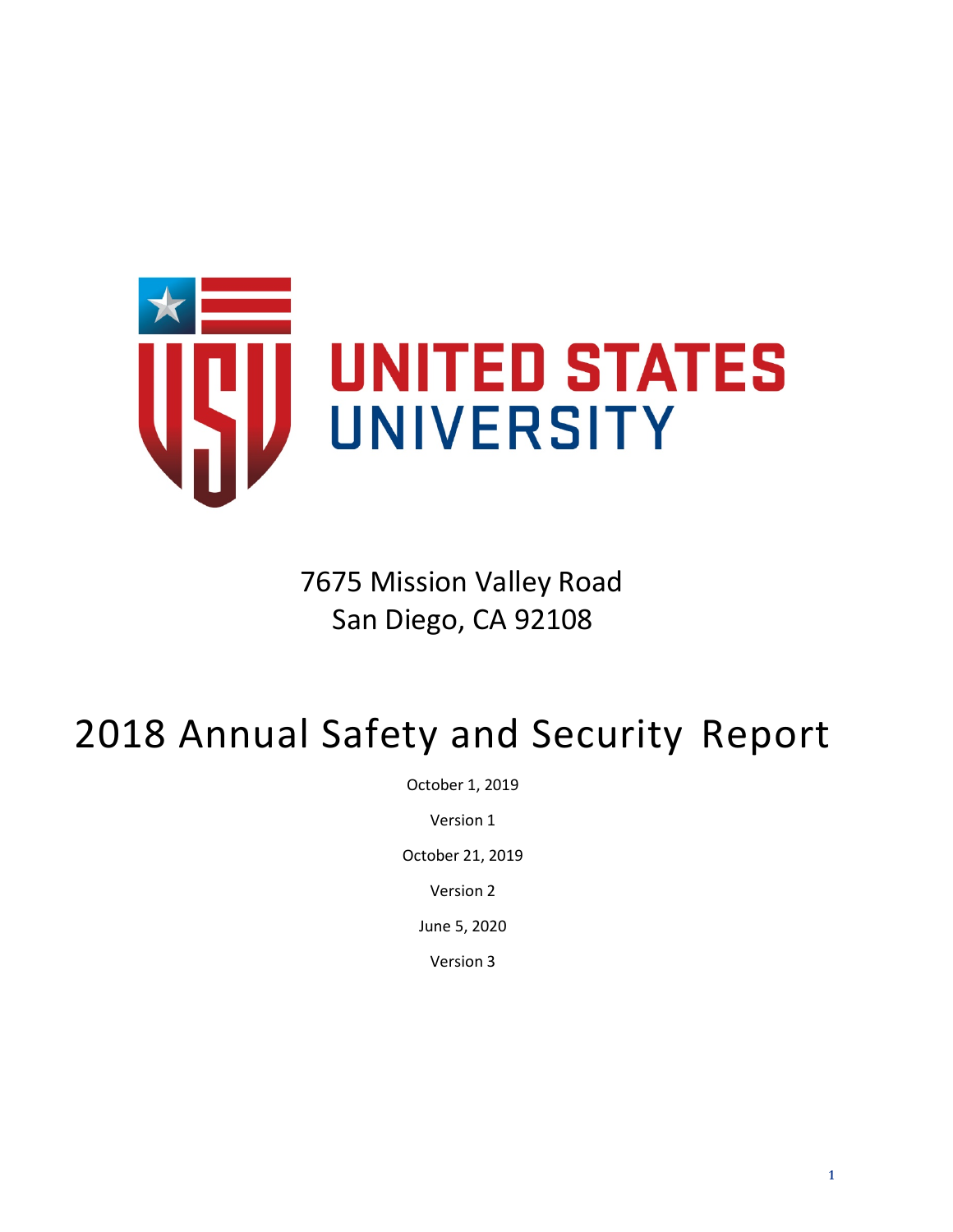UNITED STATES UNIVERSITY

7675 Mission Valley Road
San Diego, CA 92108

# 2018 Annual Safety and Security Report

October 1, 2019

Version 1

October 21, 2019

Version 2

June 5, 2020

Version 3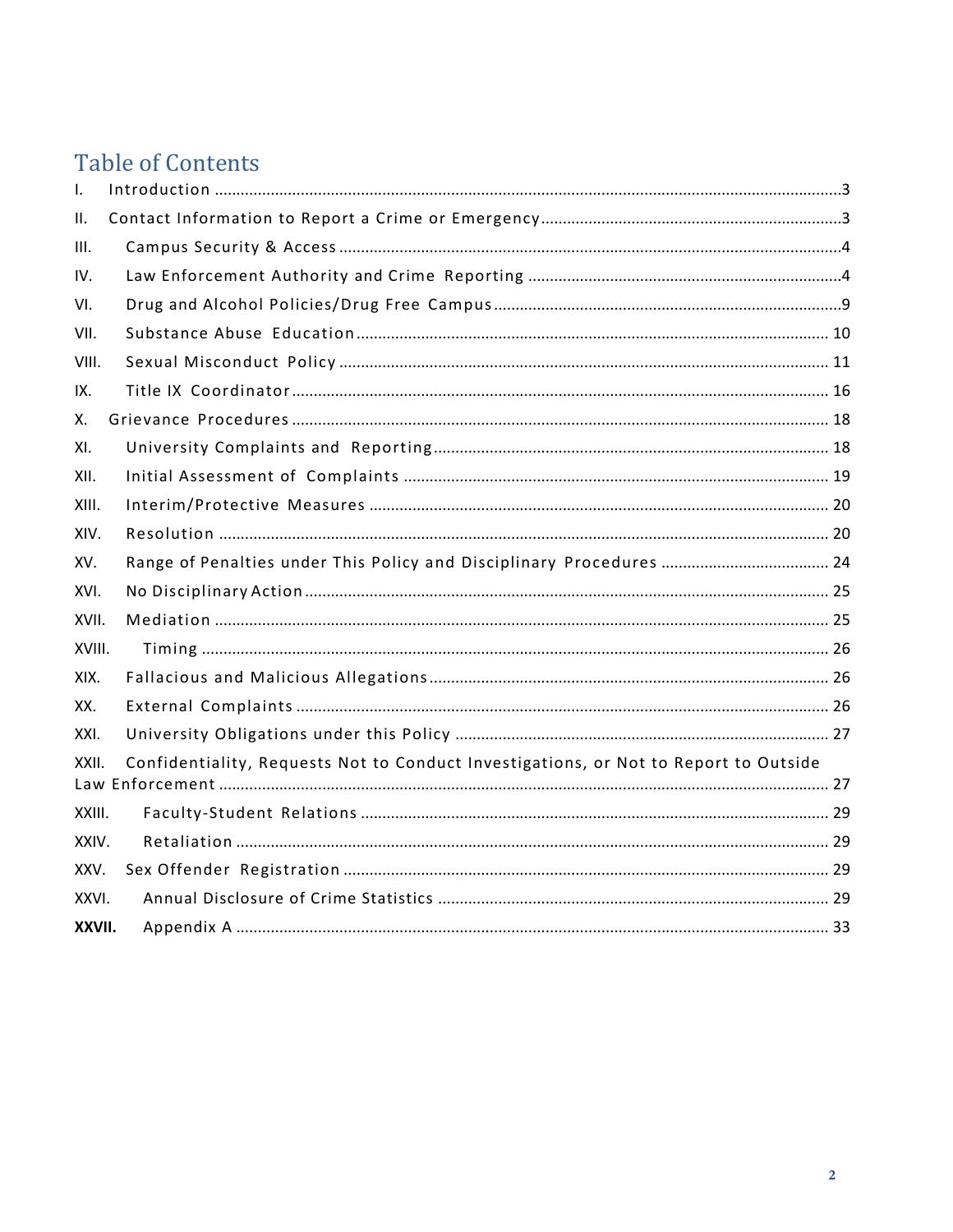# Table of Contents

I. Introduction ........................................................................................................................3

II. Contact Information to Report a Crime or Emergency ....................................................3

III. Campus Security & Access ..............................................................................................4

IV. Law Enforcement Authority and Crime Reporting ...........................................................4

VI. Drug and Alcohol Policies/Drug Free Campus .................................................................9

VII. Substance Abuse Education ..........................................................................................10

VIII. Sexual Misconduct Policy ..............................................................................................11

IX. Title IX Coordinator ........................................................................................................16

X. Grievance Procedures ......................................................................................................18

XI. University Complaints and Reporting ..............................................................................18

XII. Initial Assessment of Complaints ...................................................................................19

XIII. Interim/Protective Measures ..........................................................................................20

XIV. Resolution ......................................................................................................................20

XV. Range of Penalties under This Policy and Disciplinary Procedures ..................................24

XVI. No Disciplinary Action .....................................................................................................25

XVII. Mediation .......................................................................................................................25

XVIII. Timing .............................................................................................................................26

XIX. Fallacious and Malicious Allegations ...............................................................................26

XX. External Complaints .........................................................................................................26

XXI. University Obligations under this Policy ..........................................................................27

XXII. Confidentiality, Requests Not to Conduct Investigations, or Not to Report to Outside Law Enforcement ...............................................................................................................27

XXIII. Faculty-Student Relations ................................................................................................29

XXIV. Retaliation .......................................................................................................................29

XXV. Sex Offender Registration .................................................................................................29

XXVI. Annual Disclosure of Crime Statistics ...............................................................................29

**XXVII.** Appendix A .....................................................................................................................33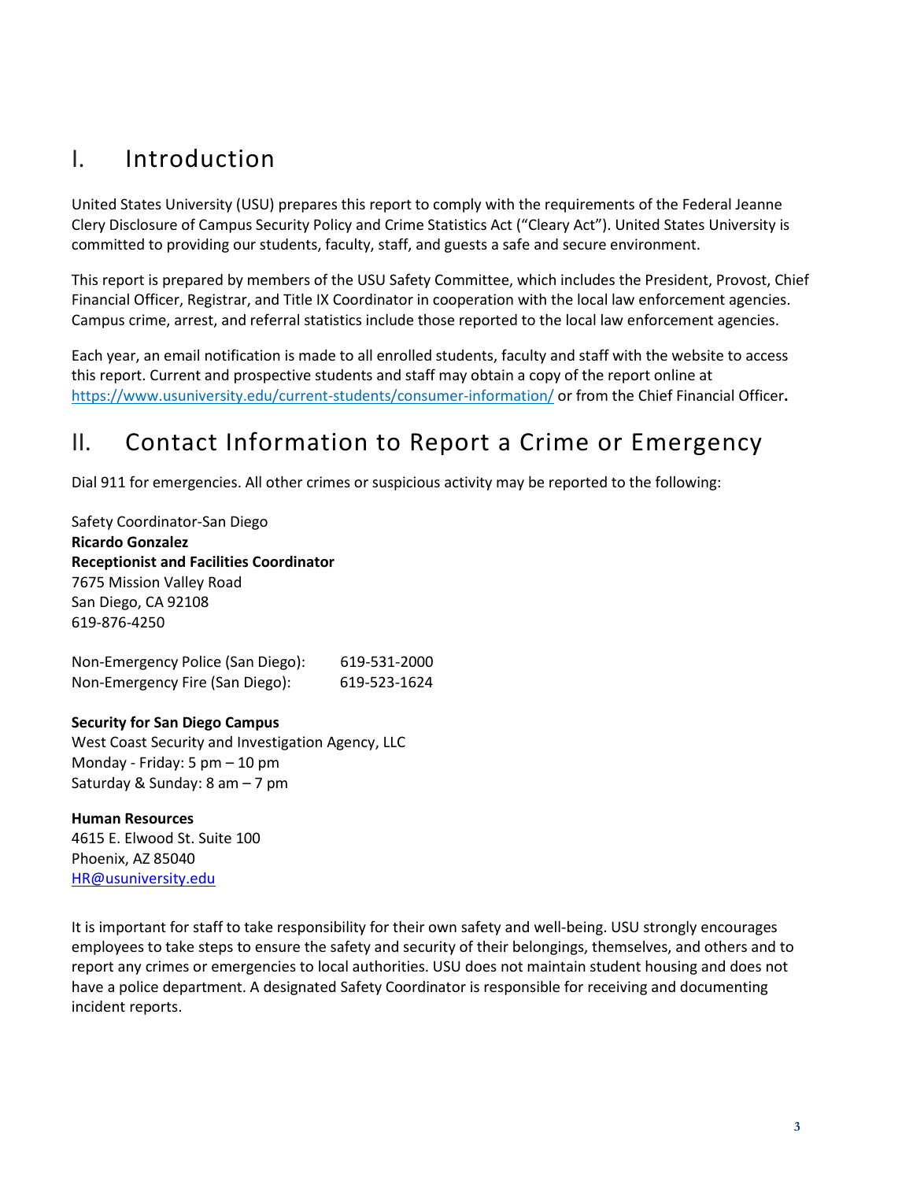# I. Introduction

United States University (USU) prepares this report to comply with the requirements of the Federal Jeanne Clery Disclosure of Campus Security Policy and Crime Statistics Act ("Cleary Act"). United States University is committed to providing our students, faculty, staff, and guests a safe and secure environment.

This report is prepared by members of the USU Safety Committee, which includes the President, Provost, Chief Financial Officer, Registrar, and Title IX Coordinator in cooperation with the local law enforcement agencies. Campus crime, arrest, and referral statistics include those reported to the local law enforcement agencies.

Each year, an email notification is made to all enrolled students, faculty and staff with the website to access this report. Current and prospective students and staff may obtain a copy of the report online at https://www.usuniversity.edu/current-students/consumer-information/ or from the Chief Financial Officer**.**

# II. Contact Information to Report a Crime or Emergency

Dial 911 for emergencies. All other crimes or suspicious activity may be reported to the following:

Safety Coordinator-San Diego
**Ricardo Gonzalez**
**Receptionist and Facilities Coordinator**
7675 Mission Valley Road
San Diego, CA 92108
619-876-4250

Non-Emergency Police (San Diego): 619-531-2000
Non-Emergency Fire (San Diego): 619-523-1624

**Security for San Diego Campus**
West Coast Security and Investigation Agency, LLC
Monday - Friday: 5 pm – 10 pm
Saturday & Sunday: 8 am – 7 pm

**Human Resources**
4615 E. Elwood St. Suite 100
Phoenix, AZ 85040
HR@usuniversity.edu

It is important for staff to take responsibility for their own safety and well-being. USU strongly encourages employees to take steps to ensure the safety and security of their belongings, themselves, and others and to report any crimes or emergencies to local authorities. USU does not maintain student housing and does not have a police department. A designated Safety Coordinator is responsible for receiving and documenting incident reports.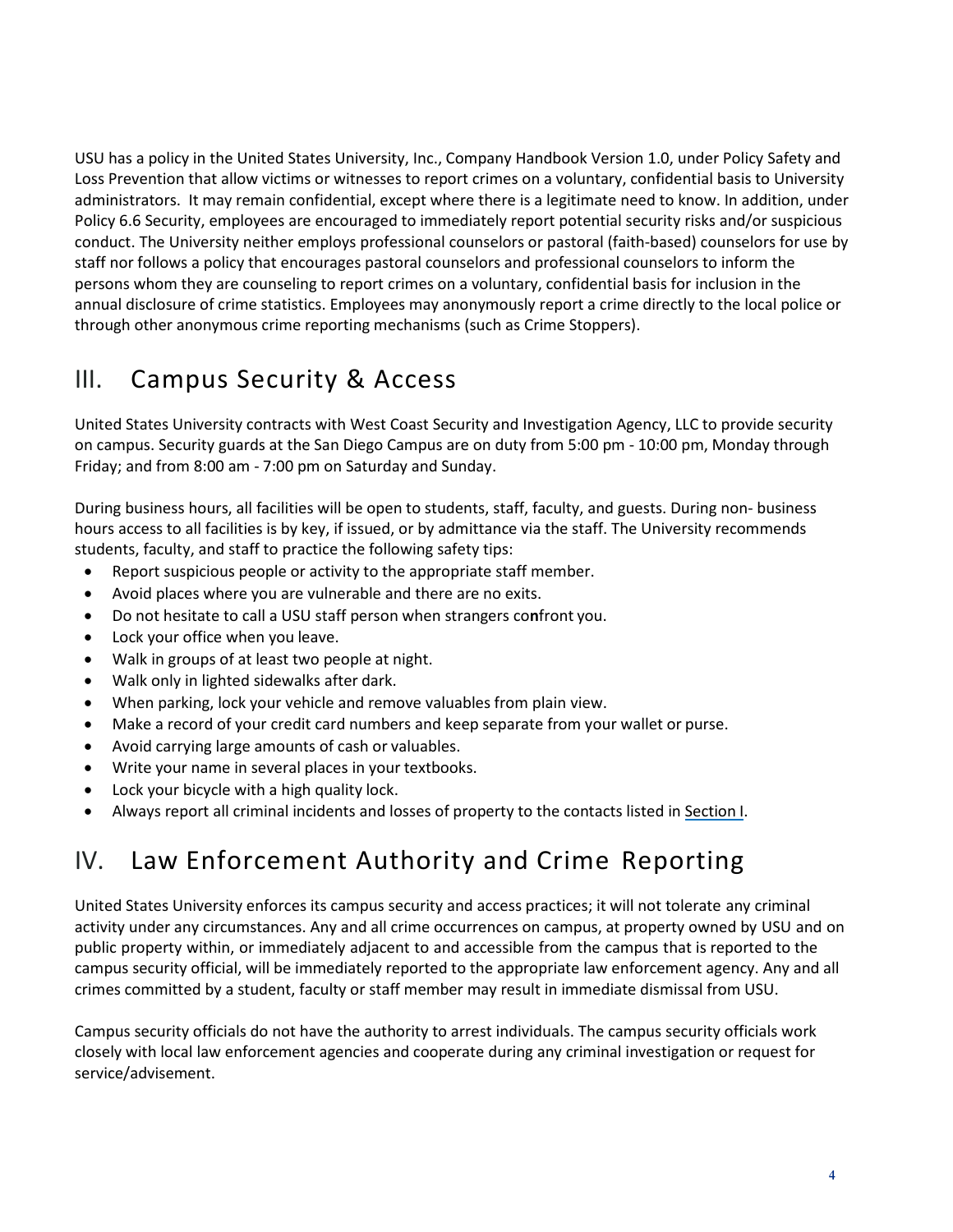USU has a policy in the United States University, Inc., Company Handbook Version 1.0, under Policy Safety and Loss Prevention that allow victims or witnesses to report crimes on a voluntary, confidential basis to University administrators. It may remain confidential, except where there is a legitimate need to know. In addition, under Policy 6.6 Security, employees are encouraged to immediately report potential security risks and/or suspicious conduct. The University neither employs professional counselors or pastoral (faith-based) counselors for use by staff nor follows a policy that encourages pastoral counselors and professional counselors to inform the persons whom they are counseling to report crimes on a voluntary, confidential basis for inclusion in the annual disclosure of crime statistics. Employees may anonymously report a crime directly to the local police or through other anonymous crime reporting mechanisms (such as Crime Stoppers).

## III. Campus Security & Access

United States University contracts with West Coast Security and Investigation Agency, LLC to provide security on campus. Security guards at the San Diego Campus are on duty from 5:00 pm - 10:00 pm, Monday through Friday; and from 8:00 am - 7:00 pm on Saturday and Sunday.

During business hours, all facilities will be open to students, staff, faculty, and guests. During non- business hours access to all facilities is by key, if issued, or by admittance via the staff. The University recommends students, faculty, and staff to practice the following safety tips:

- Report suspicious people or activity to the appropriate staff member.
- Avoid places where you are vulnerable and there are no exits.
- Do not hesitate to call a USU staff person when strangers confront you.
- Lock your office when you leave.
- Walk in groups of at least two people at night.
- Walk only in lighted sidewalks after dark.
- When parking, lock your vehicle and remove valuables from plain view.
- Make a record of your credit card numbers and keep separate from your wallet or purse.
- Avoid carrying large amounts of cash or valuables.
- Write your name in several places in your textbooks.
- Lock your bicycle with a high quality lock.
- Always report all criminal incidents and losses of property to the contacts listed in Section I.

## IV. Law Enforcement Authority and Crime Reporting

United States University enforces its campus security and access practices; it will not tolerate any criminal activity under any circumstances. Any and all crime occurrences on campus, at property owned by USU and on public property within, or immediately adjacent to and accessible from the campus that is reported to the campus security official, will be immediately reported to the appropriate law enforcement agency. Any and all crimes committed by a student, faculty or staff member may result in immediate dismissal from USU.

Campus security officials do not have the authority to arrest individuals. The campus security officials work closely with local law enforcement agencies and cooperate during any criminal investigation or request for service/advisement.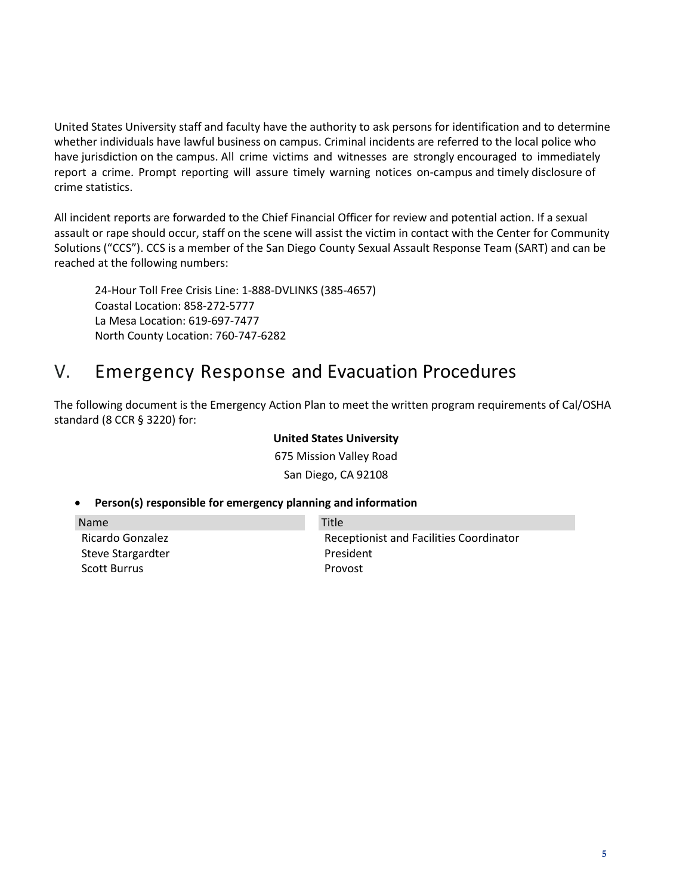United States University staff and faculty have the authority to ask persons for identification and to determine whether individuals have lawful business on campus. Criminal incidents are referred to the local police who have jurisdiction on the campus. All crime victims and witnesses are strongly encouraged to immediately report a crime. Prompt reporting will assure timely warning notices on-campus and timely disclosure of crime statistics.

All incident reports are forwarded to the Chief Financial Officer for review and potential action. If a sexual assault or rape should occur, staff on the scene will assist the victim in contact with the Center for Community Solutions ("CCS"). CCS is a member of the San Diego County Sexual Assault Response Team (SART) and can be reached at the following numbers:

24-Hour Toll Free Crisis Line: 1-888-DVLINKS (385-4657)
Coastal Location: 858-272-5777
La Mesa Location: 619-697-7477
North County Location: 760-747-6282

# V. Emergency Response and Evacuation Procedures

The following document is the Emergency Action Plan to meet the written program requirements of Cal/OSHA standard (8 CCR § 3220) for:

**United States University**
675 Mission Valley Road
San Diego, CA 92108

- **Person(s) responsible for emergency planning and information**

| Name | Title |
|---|---|
| Ricardo Gonzalez | Receptionist and Facilities Coordinator |
| Steve Stargardter | President |
| Scott Burrus | Provost |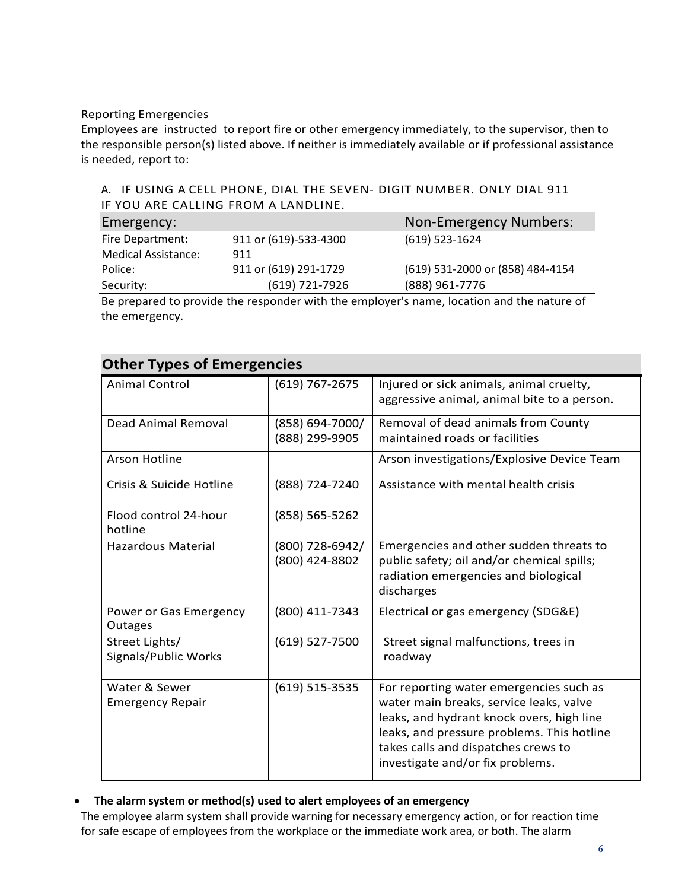Reporting Emergencies

Employees are instructed to report fire or other emergency immediately, to the supervisor, then to the responsible person(s) listed above. If neither is immediately available or if professional assistance is needed, report to:

A. IF USING A CELL PHONE, DIAL THE SEVEN- DIGIT NUMBER. ONLY DIAL 911 IF YOU ARE CALLING FROM A LANDLINE.

| Emergency: | | Non-Emergency Numbers: |
|---|---|---|
| Fire Department: | 911 or (619)-533-4300 | (619) 523-1624 |
| Medical Assistance: | 911 | |
| Police: | 911 or (619) 291-1729 | (619) 531-2000 or (858) 484-4154 |
| Security: | (619) 721-7926 | (888) 961-7776 |

Be prepared to provide the responder with the employer's name, location and the nature of the emergency.

## Other Types of Emergencies

| | | |
|---|---|---|
| Animal Control | (619) 767-2675 | Injured or sick animals, animal cruelty, aggressive animal, animal bite to a person. |
| Dead Animal Removal | (858) 694-7000/ (888) 299-9905 | Removal of dead animals from County maintained roads or facilities |
| Arson Hotline | | Arson investigations/Explosive Device Team |
| Crisis & Suicide Hotline | (888) 724-7240 | Assistance with mental health crisis |
| Flood control 24-hour hotline | (858) 565-5262 | |
| Hazardous Material | (800) 728-6942/ (800) 424-8802 | Emergencies and other sudden threats to public safety; oil and/or chemical spills; radiation emergencies and biological discharges |
| Power or Gas Emergency Outages | (800) 411-7343 | Electrical or gas emergency (SDG&E) |
| Street Lights/ Signals/Public Works | (619) 527-7500 | Street signal malfunctions, trees in roadway |
| Water & Sewer Emergency Repair | (619) 515-3535 | For reporting water emergencies such as water main breaks, service leaks, valve leaks, and hydrant knock overs, high line leaks, and pressure problems. This hotline takes calls and dispatches crews to investigate and/or fix problems. |

- **The alarm system or method(s) used to alert employees of an emergency**

The employee alarm system shall provide warning for necessary emergency action, or for reaction time for safe escape of employees from the workplace or the immediate work area, or both. The alarm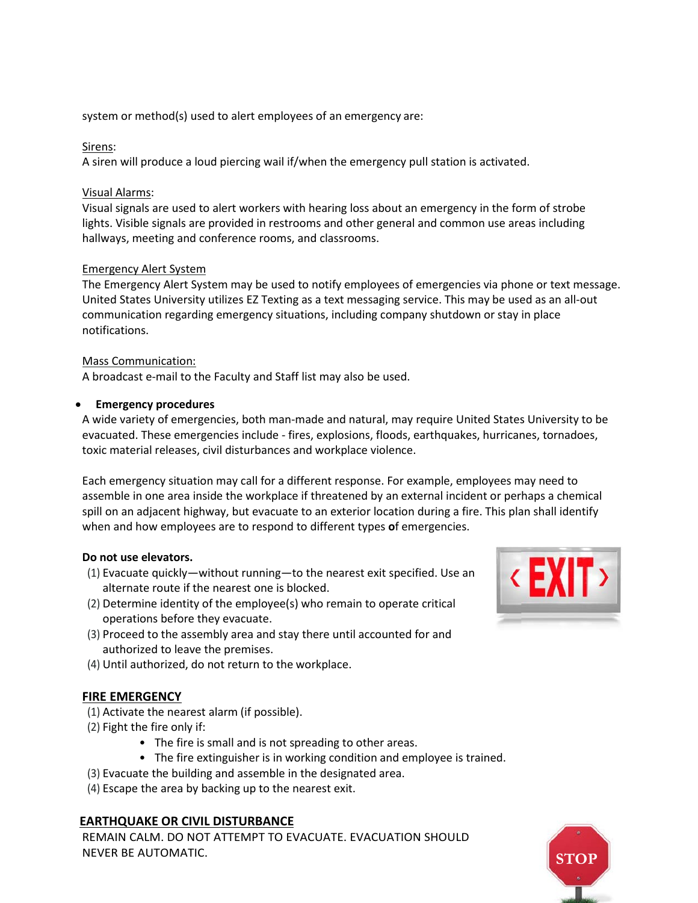system or method(s) used to alert employees of an emergency are:

Sirens:
A siren will produce a loud piercing wail if/when the emergency pull station is activated.

Visual Alarms:
Visual signals are used to alert workers with hearing loss about an emergency in the form of strobe lights. Visible signals are provided in restrooms and other general and common use areas including hallways, meeting and conference rooms, and classrooms.

Emergency Alert System
The Emergency Alert System may be used to notify employees of emergencies via phone or text message. United States University utilizes EZ Texting as a text messaging service. This may be used as an all-out communication regarding emergency situations, including company shutdown or stay in place notifications.

Mass Communication:
A broadcast e-mail to the Faculty and Staff list may also be used.

- **Emergency procedures**

A wide variety of emergencies, both man-made and natural, may require United States University to be evacuated. These emergencies include - fires, explosions, floods, earthquakes, hurricanes, tornadoes, toxic material releases, civil disturbances and workplace violence.

Each emergency situation may call for a different response. For example, employees may need to assemble in one area inside the workplace if threatened by an external incident or perhaps a chemical spill on an adjacent highway, but evacuate to an exterior location during a fire. This plan shall identify when and how employees are to respond to different types of emergencies.

**Do not use elevators.**

(1) Evacuate quickly—without running—to the nearest exit specified. Use an alternate route if the nearest one is blocked.
(2) Determine identity of the employee(s) who remain to operate critical operations before they evacuate.
(3) Proceed to the assembly area and stay there until accounted for and authorized to leave the premises.
(4) Until authorized, do not return to the workplace.

**FIRE EMERGENCY**

(1) Activate the nearest alarm (if possible).
(2) Fight the fire only if:
    - The fire is small and is not spreading to other areas.
    - The fire extinguisher is in working condition and employee is trained.
(3) Evacuate the building and assemble in the designated area.
(4) Escape the area by backing up to the nearest exit.

**EARTHQUAKE OR CIVIL DISTURBANCE**

REMAIN CALM. DO NOT ATTEMPT TO EVACUATE. EVACUATION SHOULD NEVER BE AUTOMATIC.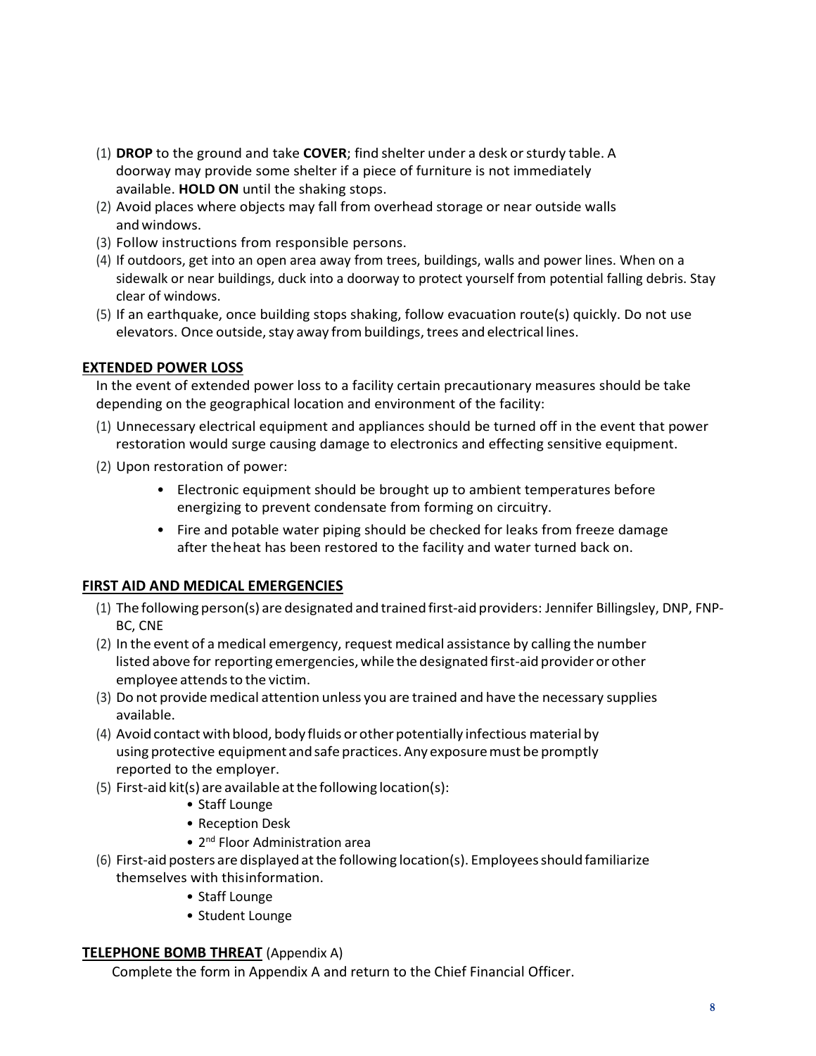(1) **DROP** to the ground and take **COVER**; find shelter under a desk or sturdy table. A doorway may provide some shelter if a piece of furniture is not immediately available. **HOLD ON** until the shaking stops.
(2) Avoid places where objects may fall from overhead storage or near outside walls and windows.
(3) Follow instructions from responsible persons.
(4) If outdoors, get into an open area away from trees, buildings, walls and power lines. When on a sidewalk or near buildings, duck into a doorway to protect yourself from potential falling debris. Stay clear of windows.
(5) If an earthquake, once building stops shaking, follow evacuation route(s) quickly. Do not use elevators. Once outside, stay away from buildings, trees and electrical lines.

## EXTENDED POWER LOSS

In the event of extended power loss to a facility certain precautionary measures should be take depending on the geographical location and environment of the facility:

(1) Unnecessary electrical equipment and appliances should be turned off in the event that power restoration would surge causing damage to electronics and effecting sensitive equipment.

(2) Upon restoration of power:

- Electronic equipment should be brought up to ambient temperatures before energizing to prevent condensate from forming on circuitry.
- Fire and potable water piping should be checked for leaks from freeze damage after the heat has been restored to the facility and water turned back on.

## FIRST AID AND MEDICAL EMERGENCIES

(1) The following person(s) are designated and trained first-aid providers: Jennifer Billingsley, DNP, FNP-BC, CNE
(2) In the event of a medical emergency, request medical assistance by calling the number listed above for reporting emergencies, while the designated first-aid provider or other employee attends to the victim.
(3) Do not provide medical attention unless you are trained and have the necessary supplies available.
(4) Avoid contact with blood, body fluids or other potentially infectious material by using protective equipment and safe practices. Any exposure must be promptly reported to the employer.
(5) First-aid kit(s) are available at the following location(s):
    - Staff Lounge
    - Reception Desk
    - 2nd Floor Administration area
(6) First-aid posters are displayed at the following location(s). Employees should familiarize themselves with this information.
    - Staff Lounge
    - Student Lounge

## TELEPHONE BOMB THREAT (Appendix A)

Complete the form in Appendix A and return to the Chief Financial Officer.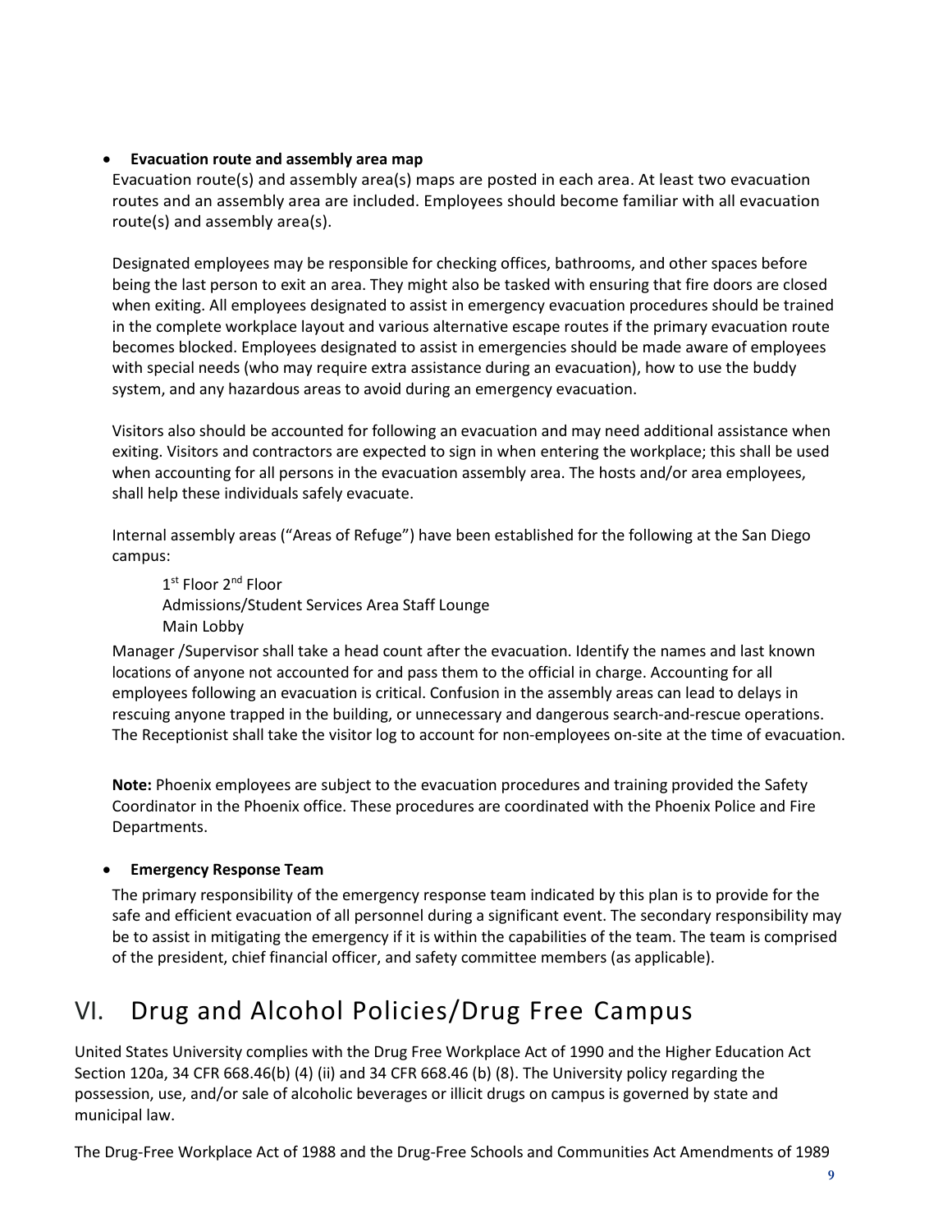- **Evacuation route and assembly area map**

  Evacuation route(s) and assembly area(s) maps are posted in each area. At least two evacuation routes and an assembly area are included. Employees should become familiar with all evacuation route(s) and assembly area(s).

  Designated employees may be responsible for checking offices, bathrooms, and other spaces before being the last person to exit an area. They might also be tasked with ensuring that fire doors are closed when exiting. All employees designated to assist in emergency evacuation procedures should be trained in the complete workplace layout and various alternative escape routes if the primary evacuation route becomes blocked. Employees designated to assist in emergencies should be made aware of employees with special needs (who may require extra assistance during an evacuation), how to use the buddy system, and any hazardous areas to avoid during an emergency evacuation.

  Visitors also should be accounted for following an evacuation and may need additional assistance when exiting. Visitors and contractors are expected to sign in when entering the workplace; this shall be used when accounting for all persons in the evacuation assembly area. The hosts and/or area employees, shall help these individuals safely evacuate.

  Internal assembly areas ("Areas of Refuge") have been established for the following at the San Diego campus:

  1st Floor 2nd Floor
  Admissions/Student Services Area Staff Lounge
  Main Lobby

  Manager /Supervisor shall take a head count after the evacuation. Identify the names and last known locations of anyone not accounted for and pass them to the official in charge. Accounting for all employees following an evacuation is critical. Confusion in the assembly areas can lead to delays in rescuing anyone trapped in the building, or unnecessary and dangerous search-and-rescue operations. The Receptionist shall take the visitor log to account for non-employees on-site at the time of evacuation.

  **Note:** Phoenix employees are subject to the evacuation procedures and training provided the Safety Coordinator in the Phoenix office. These procedures are coordinated with the Phoenix Police and Fire Departments.

- **Emergency Response Team**

  The primary responsibility of the emergency response team indicated by this plan is to provide for the safe and efficient evacuation of all personnel during a significant event. The secondary responsibility may be to assist in mitigating the emergency if it is within the capabilities of the team. The team is comprised of the president, chief financial officer, and safety committee members (as applicable).

# VI. Drug and Alcohol Policies/Drug Free Campus

United States University complies with the Drug Free Workplace Act of 1990 and the Higher Education Act Section 120a, 34 CFR 668.46(b) (4) (ii) and 34 CFR 668.46 (b) (8). The University policy regarding the possession, use, and/or sale of alcoholic beverages or illicit drugs on campus is governed by state and municipal law.

The Drug-Free Workplace Act of 1988 and the Drug-Free Schools and Communities Act Amendments of 1989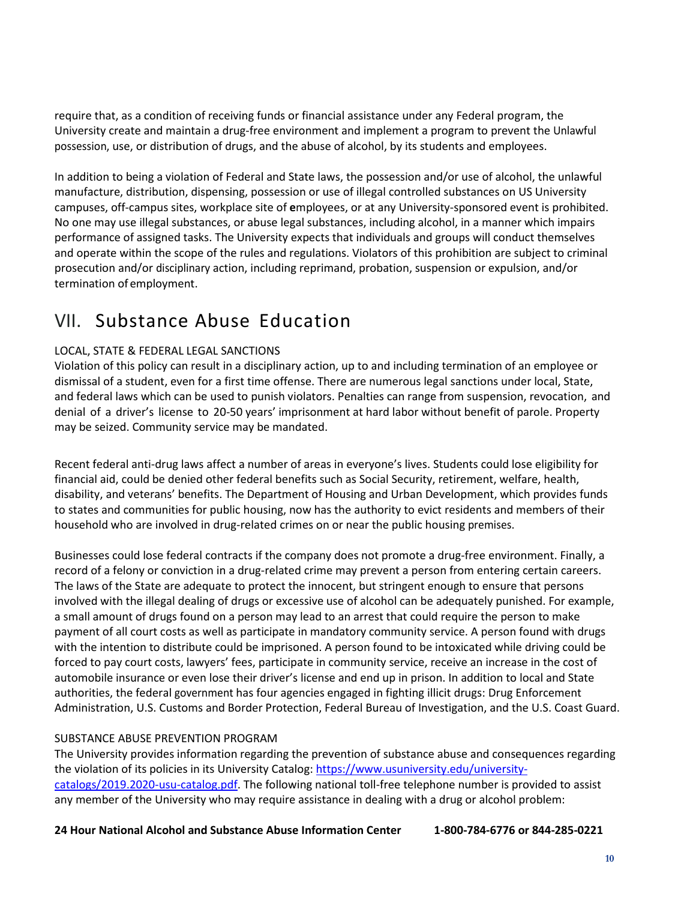require that, as a condition of receiving funds or financial assistance under any Federal program, the University create and maintain a drug-free environment and implement a program to prevent the Unlawful possession, use, or distribution of drugs, and the abuse of alcohol, by its students and employees.

In addition to being a violation of Federal and State laws, the possession and/or use of alcohol, the unlawful manufacture, distribution, dispensing, possession or use of illegal controlled substances on US University campuses, off-campus sites, workplace site of employees, or at any University-sponsored event is prohibited. No one may use illegal substances, or abuse legal substances, including alcohol, in a manner which impairs performance of assigned tasks. The University expects that individuals and groups will conduct themselves and operate within the scope of the rules and regulations. Violators of this prohibition are subject to criminal prosecution and/or disciplinary action, including reprimand, probation, suspension or expulsion, and/or termination of employment.

# VII. Substance Abuse Education

LOCAL, STATE & FEDERAL LEGAL SANCTIONS

Violation of this policy can result in a disciplinary action, up to and including termination of an employee or dismissal of a student, even for a first time offense. There are numerous legal sanctions under local, State, and federal laws which can be used to punish violators. Penalties can range from suspension, revocation, and denial of a driver's license to 20-50 years' imprisonment at hard labor without benefit of parole. Property may be seized. Community service may be mandated.

Recent federal anti-drug laws affect a number of areas in everyone's lives. Students could lose eligibility for financial aid, could be denied other federal benefits such as Social Security, retirement, welfare, health, disability, and veterans' benefits. The Department of Housing and Urban Development, which provides funds to states and communities for public housing, now has the authority to evict residents and members of their household who are involved in drug-related crimes on or near the public housing premises.

Businesses could lose federal contracts if the company does not promote a drug-free environment. Finally, a record of a felony or conviction in a drug-related crime may prevent a person from entering certain careers. The laws of the State are adequate to protect the innocent, but stringent enough to ensure that persons involved with the illegal dealing of drugs or excessive use of alcohol can be adequately punished. For example, a small amount of drugs found on a person may lead to an arrest that could require the person to make payment of all court costs as well as participate in mandatory community service. A person found with drugs with the intention to distribute could be imprisoned. A person found to be intoxicated while driving could be forced to pay court costs, lawyers' fees, participate in community service, receive an increase in the cost of automobile insurance or even lose their driver's license and end up in prison. In addition to local and State authorities, the federal government has four agencies engaged in fighting illicit drugs: Drug Enforcement Administration, U.S. Customs and Border Protection, Federal Bureau of Investigation, and the U.S. Coast Guard.

SUBSTANCE ABUSE PREVENTION PROGRAM

The University provides information regarding the prevention of substance abuse and consequences regarding the violation of its policies in its University Catalog: [https://www.usuniversity.edu/university-catalogs/2019.2020-usu-catalog.pdf](https://www.usuniversity.edu/university-catalogs/2019.2020-usu-catalog.pdf). The following national toll-free telephone number is provided to assist any member of the University who may require assistance in dealing with a drug or alcohol problem:

**24 Hour National Alcohol and Substance Abuse Information Center 1-800-784-6776 or 844-285-0221**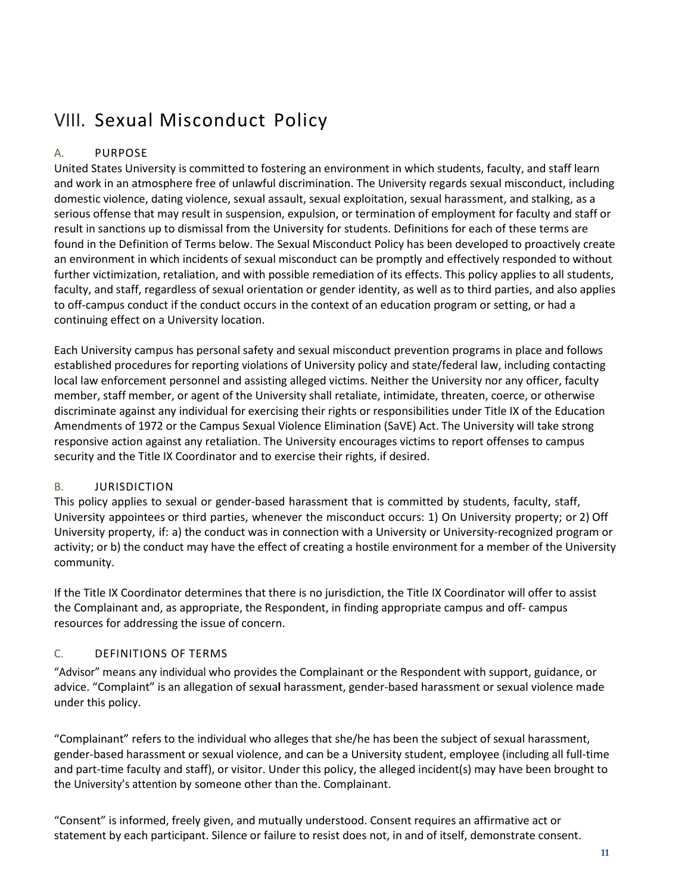# VIII. Sexual Misconduct Policy

## A. PURPOSE

United States University is committed to fostering an environment in which students, faculty, and staff learn and work in an atmosphere free of unlawful discrimination. The University regards sexual misconduct, including domestic violence, dating violence, sexual assault, sexual exploitation, sexual harassment, and stalking, as a serious offense that may result in suspension, expulsion, or termination of employment for faculty and staff or result in sanctions up to dismissal from the University for students. Definitions for each of these terms are found in the Definition of Terms below. The Sexual Misconduct Policy has been developed to proactively create an environment in which incidents of sexual misconduct can be promptly and effectively responded to without further victimization, retaliation, and with possible remediation of its effects. This policy applies to all students, faculty, and staff, regardless of sexual orientation or gender identity, as well as to third parties, and also applies to off-campus conduct if the conduct occurs in the context of an education program or setting, or had a continuing effect on a University location.

Each University campus has personal safety and sexual misconduct prevention programs in place and follows established procedures for reporting violations of University policy and state/federal law, including contacting local law enforcement personnel and assisting alleged victims. Neither the University nor any officer, faculty member, staff member, or agent of the University shall retaliate, intimidate, threaten, coerce, or otherwise discriminate against any individual for exercising their rights or responsibilities under Title IX of the Education Amendments of 1972 or the Campus Sexual Violence Elimination (SaVE) Act. The University will take strong responsive action against any retaliation. The University encourages victims to report offenses to campus security and the Title IX Coordinator and to exercise their rights, if desired.

## B. JURISDICTION

This policy applies to sexual or gender-based harassment that is committed by students, faculty, staff, University appointees or third parties, whenever the misconduct occurs: 1) On University property; or 2) Off University property, if: a) the conduct was in connection with a University or University-recognized program or activity; or b) the conduct may have the effect of creating a hostile environment for a member of the University community.

If the Title IX Coordinator determines that there is no jurisdiction, the Title IX Coordinator will offer to assist the Complainant and, as appropriate, the Respondent, in finding appropriate campus and off- campus resources for addressing the issue of concern.

## C. DEFINITIONS OF TERMS

"Advisor" means any individual who provides the Complainant or the Respondent with support, guidance, or advice. "Complaint" is an allegation of sexual harassment, gender-based harassment or sexual violence made under this policy.

"Complainant" refers to the individual who alleges that she/he has been the subject of sexual harassment, gender-based harassment or sexual violence, and can be a University student, employee (including all full-time and part-time faculty and staff), or visitor. Under this policy, the alleged incident(s) may have been brought to the University's attention by someone other than the. Complainant.

"Consent" is informed, freely given, and mutually understood. Consent requires an affirmative act or statement by each participant. Silence or failure to resist does not, in and of itself, demonstrate consent.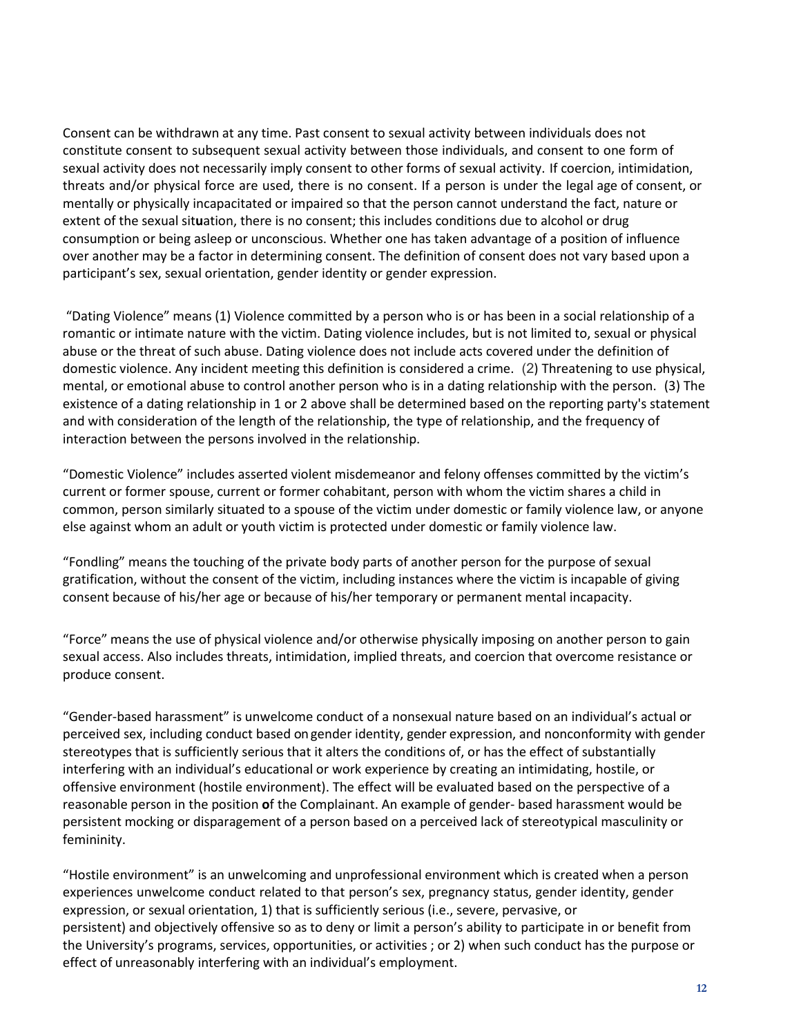Consent can be withdrawn at any time. Past consent to sexual activity between individuals does not constitute consent to subsequent sexual activity between those individuals, and consent to one form of sexual activity does not necessarily imply consent to other forms of sexual activity. If coercion, intimidation, threats and/or physical force are used, there is no consent. If a person is under the legal age of consent, or mentally or physically incapacitated or impaired so that the person cannot understand the fact, nature or extent of the sexual situation, there is no consent; this includes conditions due to alcohol or drug consumption or being asleep or unconscious. Whether one has taken advantage of a position of influence over another may be a factor in determining consent. The definition of consent does not vary based upon a participant's sex, sexual orientation, gender identity or gender expression.

"Dating Violence" means (1) Violence committed by a person who is or has been in a social relationship of a romantic or intimate nature with the victim. Dating violence includes, but is not limited to, sexual or physical abuse or the threat of such abuse. Dating violence does not include acts covered under the definition of domestic violence. Any incident meeting this definition is considered a crime. (2) Threatening to use physical, mental, or emotional abuse to control another person who is in a dating relationship with the person. (3) The existence of a dating relationship in 1 or 2 above shall be determined based on the reporting party's statement and with consideration of the length of the relationship, the type of relationship, and the frequency of interaction between the persons involved in the relationship.

"Domestic Violence" includes asserted violent misdemeanor and felony offenses committed by the victim's current or former spouse, current or former cohabitant, person with whom the victim shares a child in common, person similarly situated to a spouse of the victim under domestic or family violence law, or anyone else against whom an adult or youth victim is protected under domestic or family violence law.

"Fondling" means the touching of the private body parts of another person for the purpose of sexual gratification, without the consent of the victim, including instances where the victim is incapable of giving consent because of his/her age or because of his/her temporary or permanent mental incapacity.

"Force" means the use of physical violence and/or otherwise physically imposing on another person to gain sexual access. Also includes threats, intimidation, implied threats, and coercion that overcome resistance or produce consent.

"Gender-based harassment" is unwelcome conduct of a nonsexual nature based on an individual's actual or perceived sex, including conduct based on gender identity, gender expression, and nonconformity with gender stereotypes that is sufficiently serious that it alters the conditions of, or has the effect of substantially interfering with an individual's educational or work experience by creating an intimidating, hostile, or offensive environment (hostile environment). The effect will be evaluated based on the perspective of a reasonable person in the position of the Complainant. An example of gender- based harassment would be persistent mocking or disparagement of a person based on a perceived lack of stereotypical masculinity or femininity.

"Hostile environment" is an unwelcoming and unprofessional environment which is created when a person experiences unwelcome conduct related to that person's sex, pregnancy status, gender identity, gender expression, or sexual orientation, 1) that is sufficiently serious (i.e., severe, pervasive, or persistent) and objectively offensive so as to deny or limit a person's ability to participate in or benefit from the University's programs, services, opportunities, or activities ; or 2) when such conduct has the purpose or effect of unreasonably interfering with an individual's employment.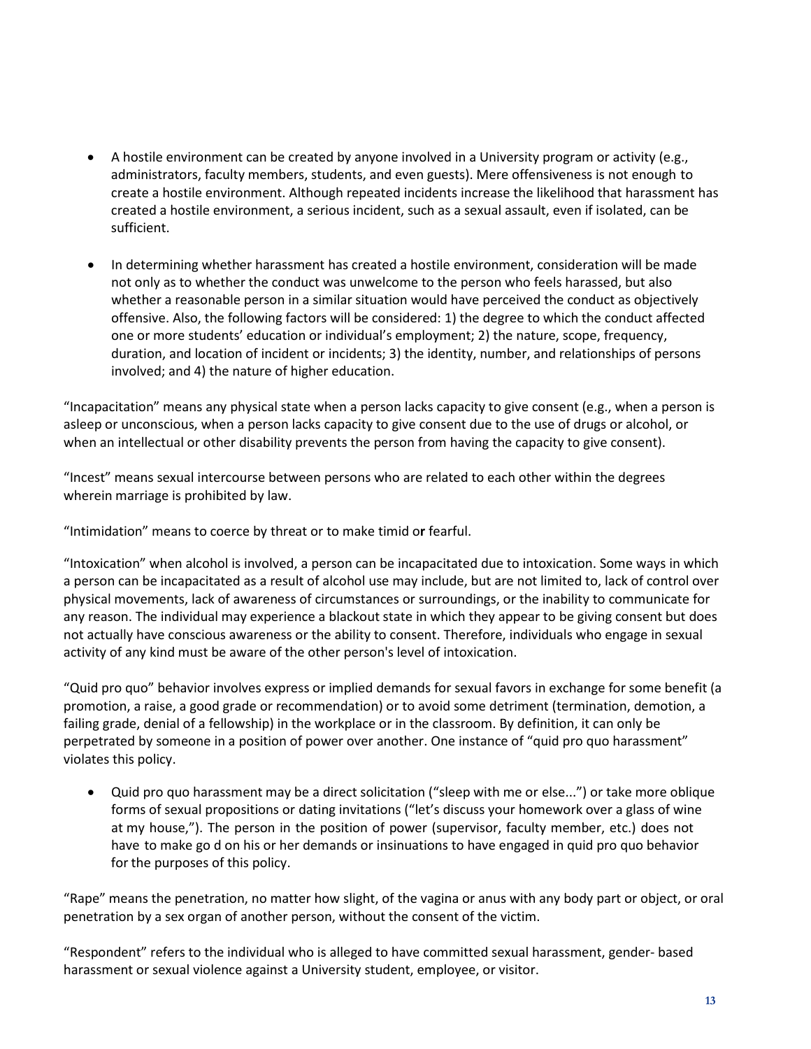- A hostile environment can be created by anyone involved in a University program or activity (e.g., administrators, faculty members, students, and even guests). Mere offensiveness is not enough to create a hostile environment. Although repeated incidents increase the likelihood that harassment has created a hostile environment, a serious incident, such as a sexual assault, even if isolated, can be sufficient.

- In determining whether harassment has created a hostile environment, consideration will be made not only as to whether the conduct was unwelcome to the person who feels harassed, but also whether a reasonable person in a similar situation would have perceived the conduct as objectively offensive. Also, the following factors will be considered: 1) the degree to which the conduct affected one or more students' education or individual's employment; 2) the nature, scope, frequency, duration, and location of incident or incidents; 3) the identity, number, and relationships of persons involved; and 4) the nature of higher education.

"Incapacitation" means any physical state when a person lacks capacity to give consent (e.g., when a person is asleep or unconscious, when a person lacks capacity to give consent due to the use of drugs or alcohol, or when an intellectual or other disability prevents the person from having the capacity to give consent).

"Incest" means sexual intercourse between persons who are related to each other within the degrees wherein marriage is prohibited by law.

"Intimidation" means to coerce by threat or to make timid or fearful.

"Intoxication" when alcohol is involved, a person can be incapacitated due to intoxication. Some ways in which a person can be incapacitated as a result of alcohol use may include, but are not limited to, lack of control over physical movements, lack of awareness of circumstances or surroundings, or the inability to communicate for any reason. The individual may experience a blackout state in which they appear to be giving consent but does not actually have conscious awareness or the ability to consent. Therefore, individuals who engage in sexual activity of any kind must be aware of the other person's level of intoxication.

"Quid pro quo" behavior involves express or implied demands for sexual favors in exchange for some benefit (a promotion, a raise, a good grade or recommendation) or to avoid some detriment (termination, demotion, a failing grade, denial of a fellowship) in the workplace or in the classroom. By definition, it can only be perpetrated by someone in a position of power over another. One instance of "quid pro quo harassment" violates this policy.

- Quid pro quo harassment may be a direct solicitation ("sleep with me or else...") or take more oblique forms of sexual propositions or dating invitations ("let's discuss your homework over a glass of wine at my house,"). The person in the position of power (supervisor, faculty member, etc.) does not have to make go d on his or her demands or insinuations to have engaged in quid pro quo behavior for the purposes of this policy.

"Rape" means the penetration, no matter how slight, of the vagina or anus with any body part or object, or oral penetration by a sex organ of another person, without the consent of the victim.

"Respondent" refers to the individual who is alleged to have committed sexual harassment, gender- based harassment or sexual violence against a University student, employee, or visitor.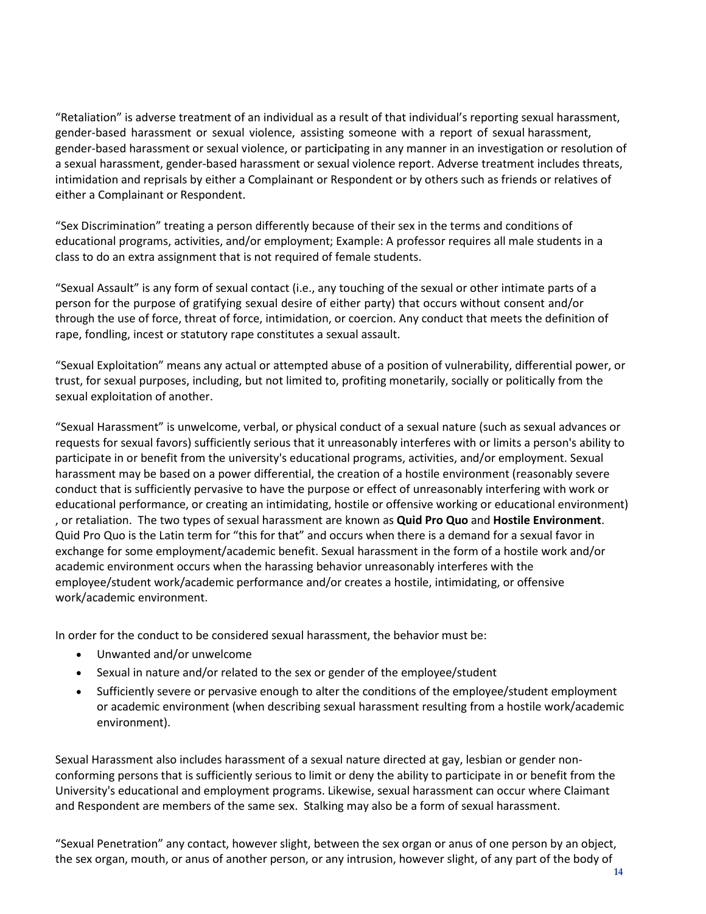“Retaliation” is adverse treatment of an individual as a result of that individual’s reporting sexual harassment, gender-based harassment or sexual violence, assisting someone with a report of sexual harassment, gender-based harassment or sexual violence, or participating in any manner in an investigation or resolution of a sexual harassment, gender-based harassment or sexual violence report. Adverse treatment includes threats, intimidation and reprisals by either a Complainant or Respondent or by others such as friends or relatives of either a Complainant or Respondent.

“Sex Discrimination” treating a person differently because of their sex in the terms and conditions of educational programs, activities, and/or employment; Example: A professor requires all male students in a class to do an extra assignment that is not required of female students.

“Sexual Assault” is any form of sexual contact (i.e., any touching of the sexual or other intimate parts of a person for the purpose of gratifying sexual desire of either party) that occurs without consent and/or through the use of force, threat of force, intimidation, or coercion. Any conduct that meets the definition of rape, fondling, incest or statutory rape constitutes a sexual assault.

“Sexual Exploitation” means any actual or attempted abuse of a position of vulnerability, differential power, or trust, for sexual purposes, including, but not limited to, profiting monetarily, socially or politically from the sexual exploitation of another.

“Sexual Harassment” is unwelcome, verbal, or physical conduct of a sexual nature (such as sexual advances or requests for sexual favors) sufficiently serious that it unreasonably interferes with or limits a person's ability to participate in or benefit from the university's educational programs, activities, and/or employment. Sexual harassment may be based on a power differential, the creation of a hostile environment (reasonably severe conduct that is sufficiently pervasive to have the purpose or effect of unreasonably interfering with work or educational performance, or creating an intimidating, hostile or offensive working or educational environment) , or retaliation. The two types of sexual harassment are known as **Quid Pro Quo** and **Hostile Environment**. Quid Pro Quo is the Latin term for “this for that” and occurs when there is a demand for a sexual favor in exchange for some employment/academic benefit. Sexual harassment in the form of a hostile work and/or academic environment occurs when the harassing behavior unreasonably interferes with the employee/student work/academic performance and/or creates a hostile, intimidating, or offensive work/academic environment.

In order for the conduct to be considered sexual harassment, the behavior must be:

- Unwanted and/or unwelcome
- Sexual in nature and/or related to the sex or gender of the employee/student
- Sufficiently severe or pervasive enough to alter the conditions of the employee/student employment or academic environment (when describing sexual harassment resulting from a hostile work/academic environment).

Sexual Harassment also includes harassment of a sexual nature directed at gay, lesbian or gender non-conforming persons that is sufficiently serious to limit or deny the ability to participate in or benefit from the University's educational and employment programs. Likewise, sexual harassment can occur where Claimant and Respondent are members of the same sex. Stalking may also be a form of sexual harassment.

“Sexual Penetration” any contact, however slight, between the sex organ or anus of one person by an object, the sex organ, mouth, or anus of another person, or any intrusion, however slight, of any part of the body of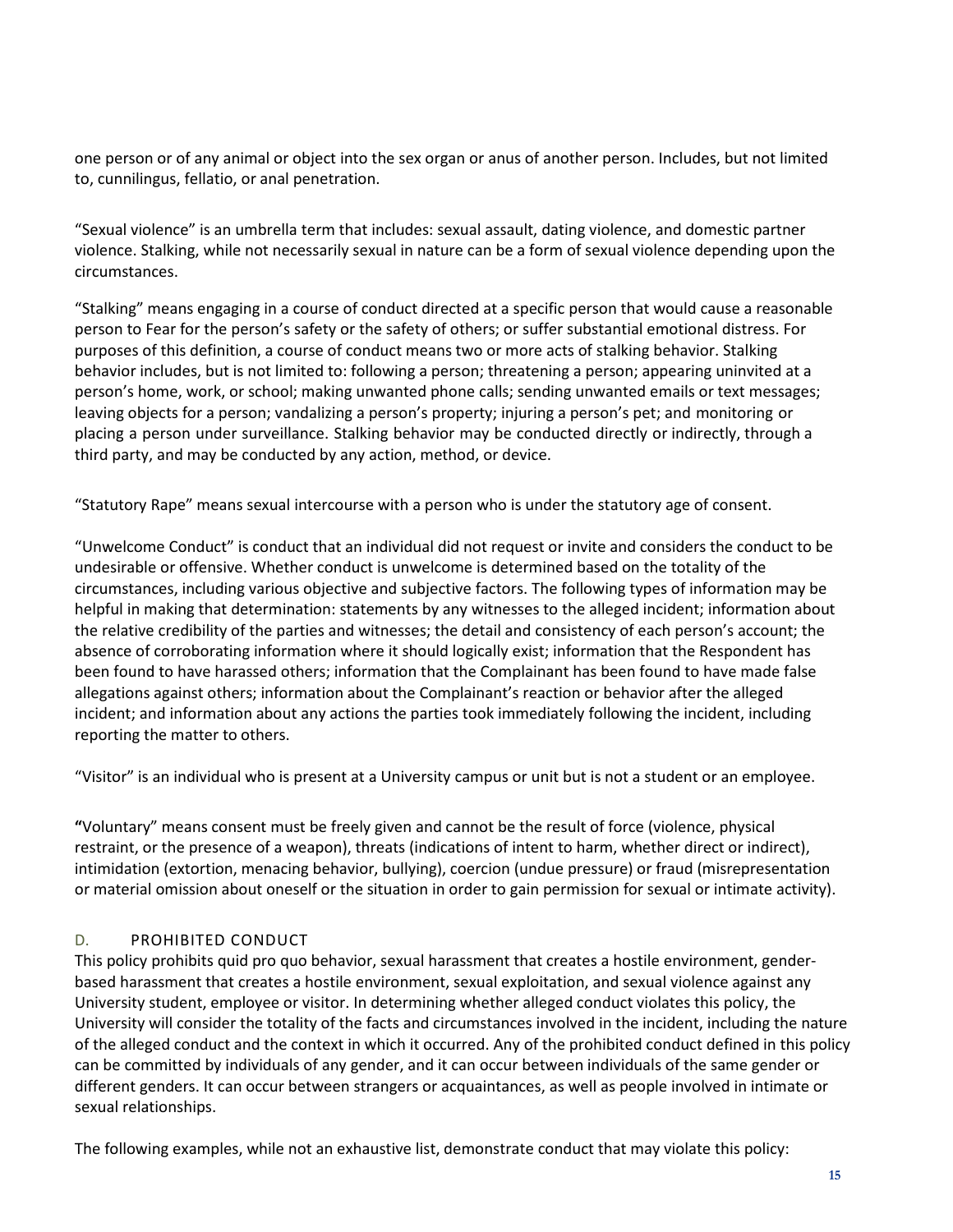one person or of any animal or object into the sex organ or anus of another person. Includes, but not limited to, cunnilingus, fellatio, or anal penetration.

"Sexual violence" is an umbrella term that includes: sexual assault, dating violence, and domestic partner violence. Stalking, while not necessarily sexual in nature can be a form of sexual violence depending upon the circumstances.

"Stalking" means engaging in a course of conduct directed at a specific person that would cause a reasonable person to Fear for the person's safety or the safety of others; or suffer substantial emotional distress. For purposes of this definition, a course of conduct means two or more acts of stalking behavior. Stalking behavior includes, but is not limited to: following a person; threatening a person; appearing uninvited at a person's home, work, or school; making unwanted phone calls; sending unwanted emails or text messages; leaving objects for a person; vandalizing a person's property; injuring a person's pet; and monitoring or placing a person under surveillance. Stalking behavior may be conducted directly or indirectly, through a third party, and may be conducted by any action, method, or device.

"Statutory Rape" means sexual intercourse with a person who is under the statutory age of consent.

"Unwelcome Conduct" is conduct that an individual did not request or invite and considers the conduct to be undesirable or offensive. Whether conduct is unwelcome is determined based on the totality of the circumstances, including various objective and subjective factors. The following types of information may be helpful in making that determination: statements by any witnesses to the alleged incident; information about the relative credibility of the parties and witnesses; the detail and consistency of each person's account; the absence of corroborating information where it should logically exist; information that the Respondent has been found to have harassed others; information that the Complainant has been found to have made false allegations against others; information about the Complainant's reaction or behavior after the alleged incident; and information about any actions the parties took immediately following the incident, including reporting the matter to others.

"Visitor" is an individual who is present at a University campus or unit but is not a student or an employee.

**"**Voluntary" means consent must be freely given and cannot be the result of force (violence, physical restraint, or the presence of a weapon), threats (indications of intent to harm, whether direct or indirect), intimidation (extortion, menacing behavior, bullying), coercion (undue pressure) or fraud (misrepresentation or material omission about oneself or the situation in order to gain permission for sexual or intimate activity).

## D. PROHIBITED CONDUCT

This policy prohibits quid pro quo behavior, sexual harassment that creates a hostile environment, gender-based harassment that creates a hostile environment, sexual exploitation, and sexual violence against any University student, employee or visitor. In determining whether alleged conduct violates this policy, the University will consider the totality of the facts and circumstances involved in the incident, including the nature of the alleged conduct and the context in which it occurred. Any of the prohibited conduct defined in this policy can be committed by individuals of any gender, and it can occur between individuals of the same gender or different genders. It can occur between strangers or acquaintances, as well as people involved in intimate or sexual relationships.

The following examples, while not an exhaustive list, demonstrate conduct that may violate this policy: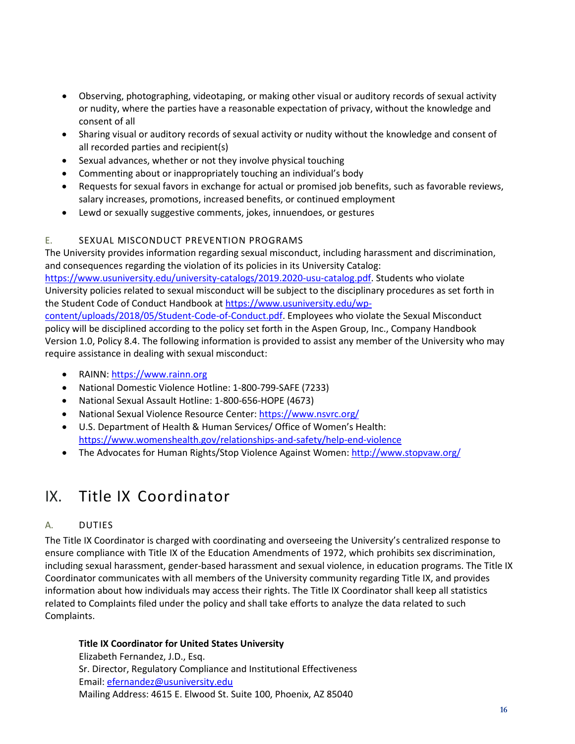- Observing, photographing, videotaping, or making other visual or auditory records of sexual activity or nudity, where the parties have a reasonable expectation of privacy, without the knowledge and consent of all
- Sharing visual or auditory records of sexual activity or nudity without the knowledge and consent of all recorded parties and recipient(s)
- Sexual advances, whether or not they involve physical touching
- Commenting about or inappropriately touching an individual's body
- Requests for sexual favors in exchange for actual or promised job benefits, such as favorable reviews, salary increases, promotions, increased benefits, or continued employment
- Lewd or sexually suggestive comments, jokes, innuendoes, or gestures

### E. SEXUAL MISCONDUCT PREVENTION PROGRAMS

The University provides information regarding sexual misconduct, including harassment and discrimination, and consequences regarding the violation of its policies in its University Catalog: https://www.usuniversity.edu/university-catalogs/2019.2020-usu-catalog.pdf. Students who violate University policies related to sexual misconduct will be subject to the disciplinary procedures as set forth in the Student Code of Conduct Handbook at https://www.usuniversity.edu/wp-content/uploads/2018/05/Student-Code-of-Conduct.pdf. Employees who violate the Sexual Misconduct policy will be disciplined according to the policy set forth in the Aspen Group, Inc., Company Handbook Version 1.0, Policy 8.4. The following information is provided to assist any member of the University who may require assistance in dealing with sexual misconduct:

- RAINN: https://www.rainn.org
- National Domestic Violence Hotline: 1-800-799-SAFE (7233)
- National Sexual Assault Hotline: 1-800-656-HOPE (4673)
- National Sexual Violence Resource Center: https://www.nsvrc.org/
- U.S. Department of Health & Human Services/ Office of Women's Health: https://www.womenshealth.gov/relationships-and-safety/help-end-violence
- The Advocates for Human Rights/Stop Violence Against Women: http://www.stopvaw.org/

# IX. Title IX Coordinator

### A. DUTIES

The Title IX Coordinator is charged with coordinating and overseeing the University's centralized response to ensure compliance with Title IX of the Education Amendments of 1972, which prohibits sex discrimination, including sexual harassment, gender-based harassment and sexual violence, in education programs. The Title IX Coordinator communicates with all members of the University community regarding Title IX, and provides information about how individuals may access their rights. The Title IX Coordinator shall keep all statistics related to Complaints filed under the policy and shall take efforts to analyze the data related to such Complaints.

**Title IX Coordinator for United States University**
Elizabeth Fernandez, J.D., Esq.
Sr. Director, Regulatory Compliance and Institutional Effectiveness
Email: efernandez@usuniversity.edu
Mailing Address: 4615 E. Elwood St. Suite 100, Phoenix, AZ 85040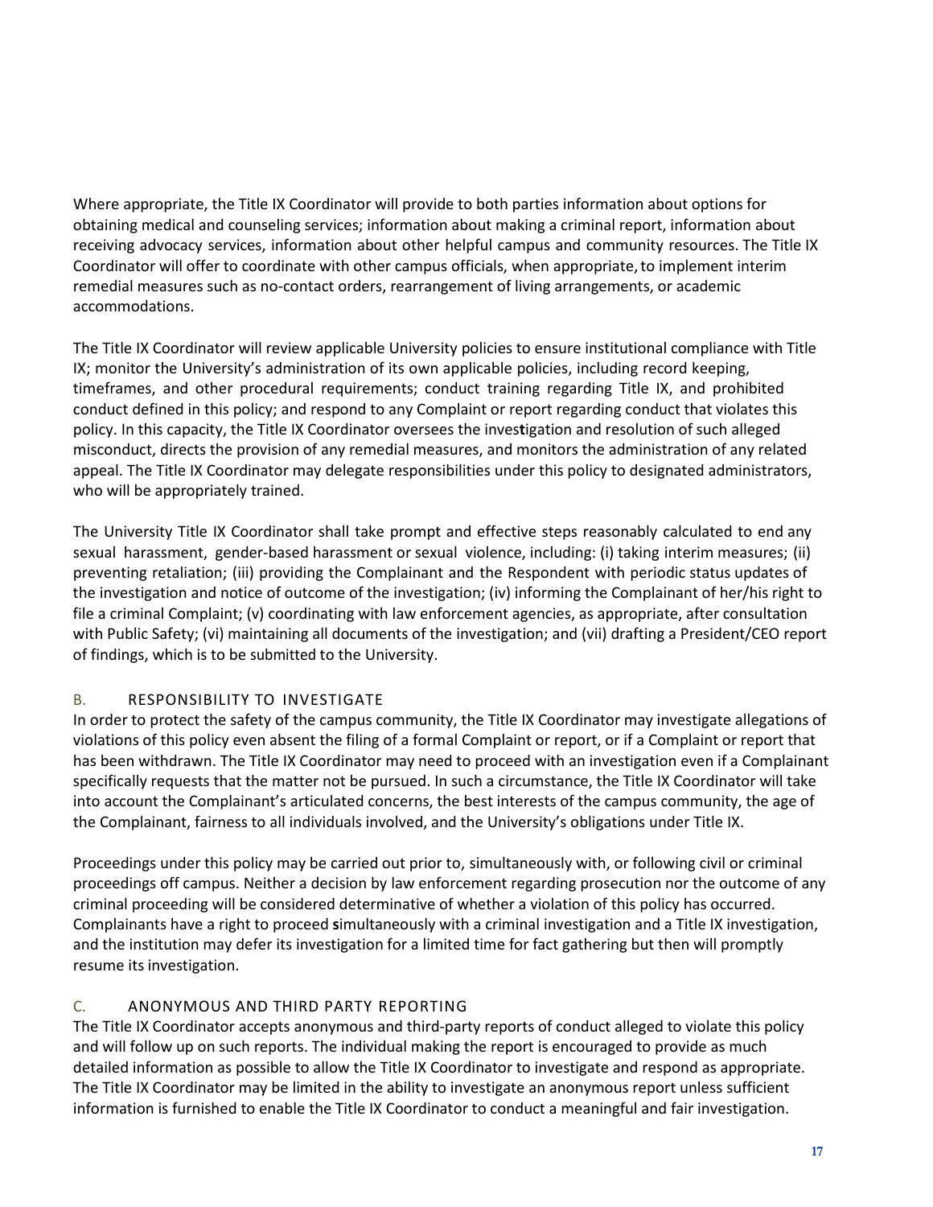Where appropriate, the Title IX Coordinator will provide to both parties information about options for obtaining medical and counseling services; information about making a criminal report, information about receiving advocacy services, information about other helpful campus and community resources. The Title IX Coordinator will offer to coordinate with other campus officials, when appropriate, to implement interim remedial measures such as no-contact orders, rearrangement of living arrangements, or academic accommodations.

The Title IX Coordinator will review applicable University policies to ensure institutional compliance with Title IX; monitor the University's administration of its own applicable policies, including record keeping, timeframes, and other procedural requirements; conduct training regarding Title IX, and prohibited conduct defined in this policy; and respond to any Complaint or report regarding conduct that violates this policy. In this capacity, the Title IX Coordinator oversees the investigation and resolution of such alleged misconduct, directs the provision of any remedial measures, and monitors the administration of any related appeal. The Title IX Coordinator may delegate responsibilities under this policy to designated administrators, who will be appropriately trained.

The University Title IX Coordinator shall take prompt and effective steps reasonably calculated to end any sexual harassment, gender-based harassment or sexual violence, including: (i) taking interim measures; (ii) preventing retaliation; (iii) providing the Complainant and the Respondent with periodic status updates of the investigation and notice of outcome of the investigation; (iv) informing the Complainant of her/his right to file a criminal Complaint; (v) coordinating with law enforcement agencies, as appropriate, after consultation with Public Safety; (vi) maintaining all documents of the investigation; and (vii) drafting a President/CEO report of findings, which is to be submitted to the University.

### B. RESPONSIBILITY TO INVESTIGATE

In order to protect the safety of the campus community, the Title IX Coordinator may investigate allegations of violations of this policy even absent the filing of a formal Complaint or report, or if a Complaint or report that has been withdrawn. The Title IX Coordinator may need to proceed with an investigation even if a Complainant specifically requests that the matter not be pursued. In such a circumstance, the Title IX Coordinator will take into account the Complainant's articulated concerns, the best interests of the campus community, the age of the Complainant, fairness to all individuals involved, and the University's obligations under Title IX.

Proceedings under this policy may be carried out prior to, simultaneously with, or following civil or criminal proceedings off campus. Neither a decision by law enforcement regarding prosecution nor the outcome of any criminal proceeding will be considered determinative of whether a violation of this policy has occurred. Complainants have a right to proceed simultaneously with a criminal investigation and a Title IX investigation, and the institution may defer its investigation for a limited time for fact gathering but then will promptly resume its investigation.

### C. ANONYMOUS AND THIRD PARTY REPORTING

The Title IX Coordinator accepts anonymous and third-party reports of conduct alleged to violate this policy and will follow up on such reports. The individual making the report is encouraged to provide as much detailed information as possible to allow the Title IX Coordinator to investigate and respond as appropriate. The Title IX Coordinator may be limited in the ability to investigate an anonymous report unless sufficient information is furnished to enable the Title IX Coordinator to conduct a meaningful and fair investigation.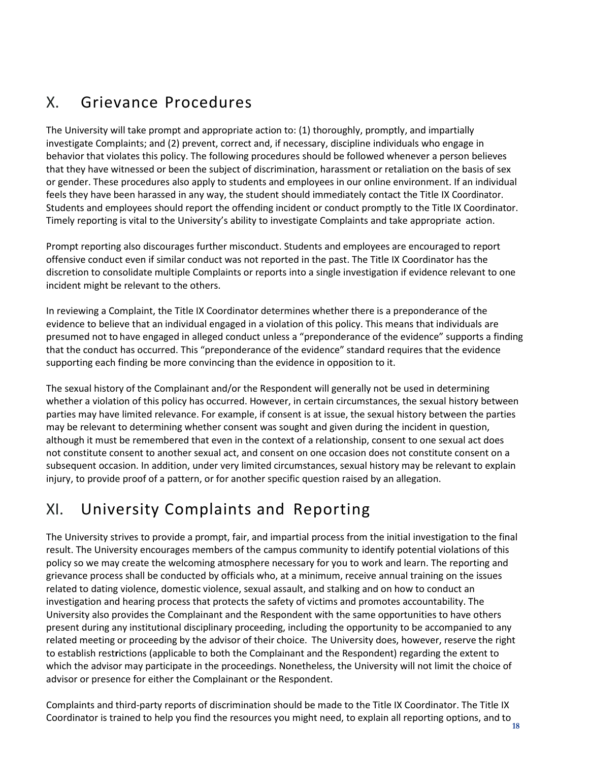## X. Grievance Procedures

The University will take prompt and appropriate action to: (1) thoroughly, promptly, and impartially investigate Complaints; and (2) prevent, correct and, if necessary, discipline individuals who engage in behavior that violates this policy. The following procedures should be followed whenever a person believes that they have witnessed or been the subject of discrimination, harassment or retaliation on the basis of sex or gender. These procedures also apply to students and employees in our online environment. If an individual feels they have been harassed in any way, the student should immediately contact the Title IX Coordinator. Students and employees should report the offending incident or conduct promptly to the Title IX Coordinator. Timely reporting is vital to the University's ability to investigate Complaints and take appropriate action.

Prompt reporting also discourages further misconduct. Students and employees are encouraged to report offensive conduct even if similar conduct was not reported in the past. The Title IX Coordinator has the discretion to consolidate multiple Complaints or reports into a single investigation if evidence relevant to one incident might be relevant to the others.

In reviewing a Complaint, the Title IX Coordinator determines whether there is a preponderance of the evidence to believe that an individual engaged in a violation of this policy. This means that individuals are presumed not to have engaged in alleged conduct unless a "preponderance of the evidence" supports a finding that the conduct has occurred. This "preponderance of the evidence" standard requires that the evidence supporting each finding be more convincing than the evidence in opposition to it.

The sexual history of the Complainant and/or the Respondent will generally not be used in determining whether a violation of this policy has occurred. However, in certain circumstances, the sexual history between parties may have limited relevance. For example, if consent is at issue, the sexual history between the parties may be relevant to determining whether consent was sought and given during the incident in question, although it must be remembered that even in the context of a relationship, consent to one sexual act does not constitute consent to another sexual act, and consent on one occasion does not constitute consent on a subsequent occasion. In addition, under very limited circumstances, sexual history may be relevant to explain injury, to provide proof of a pattern, or for another specific question raised by an allegation.

## XI. University Complaints and Reporting

The University strives to provide a prompt, fair, and impartial process from the initial investigation to the final result. The University encourages members of the campus community to identify potential violations of this policy so we may create the welcoming atmosphere necessary for you to work and learn. The reporting and grievance process shall be conducted by officials who, at a minimum, receive annual training on the issues related to dating violence, domestic violence, sexual assault, and stalking and on how to conduct an investigation and hearing process that protects the safety of victims and promotes accountability. The University also provides the Complainant and the Respondent with the same opportunities to have others present during any institutional disciplinary proceeding, including the opportunity to be accompanied to any related meeting or proceeding by the advisor of their choice. The University does, however, reserve the right to establish restrictions (applicable to both the Complainant and the Respondent) regarding the extent to which the advisor may participate in the proceedings. Nonetheless, the University will not limit the choice of advisor or presence for either the Complainant or the Respondent.

Complaints and third-party reports of discrimination should be made to the Title IX Coordinator. The Title IX Coordinator is trained to help you find the resources you might need, to explain all reporting options, and to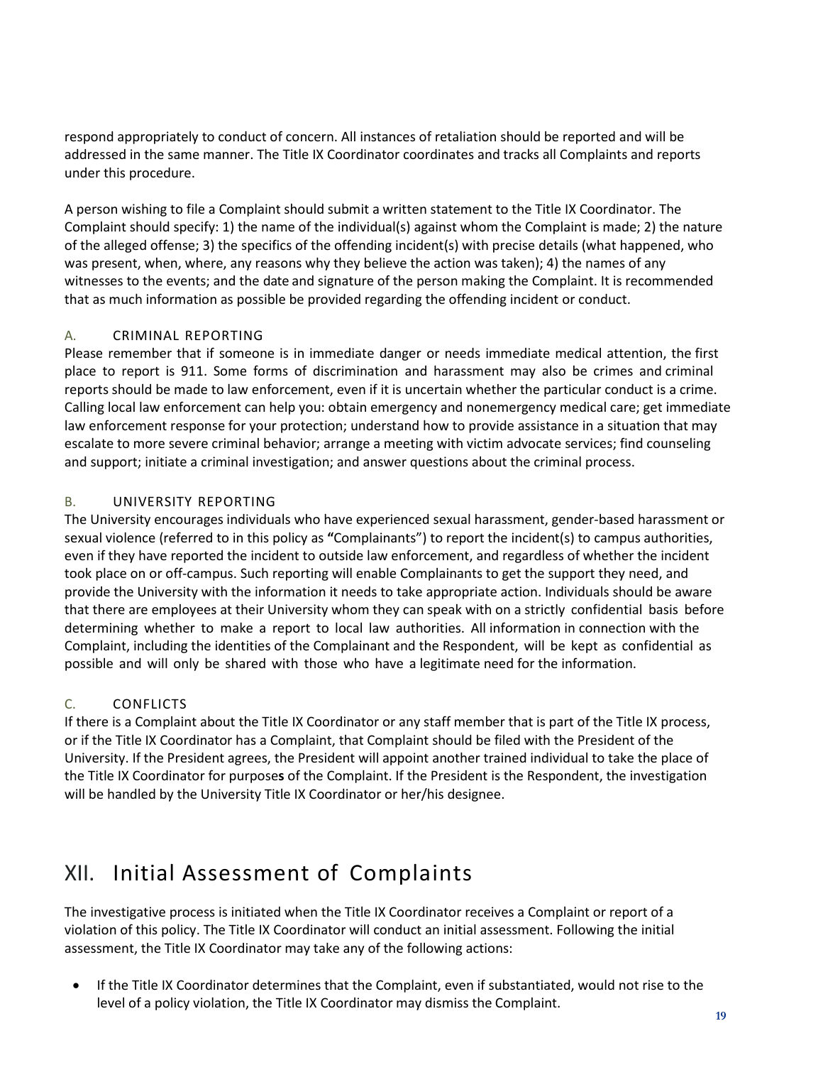respond appropriately to conduct of concern. All instances of retaliation should be reported and will be addressed in the same manner. The Title IX Coordinator coordinates and tracks all Complaints and reports under this procedure.

A person wishing to file a Complaint should submit a written statement to the Title IX Coordinator. The Complaint should specify: 1) the name of the individual(s) against whom the Complaint is made; 2) the nature of the alleged offense; 3) the specifics of the offending incident(s) with precise details (what happened, who was present, when, where, any reasons why they believe the action was taken); 4) the names of any witnesses to the events; and the date and signature of the person making the Complaint. It is recommended that as much information as possible be provided regarding the offending incident or conduct.

### A. CRIMINAL REPORTING

Please remember that if someone is in immediate danger or needs immediate medical attention, the first place to report is 911. Some forms of discrimination and harassment may also be crimes and criminal reports should be made to law enforcement, even if it is uncertain whether the particular conduct is a crime. Calling local law enforcement can help you: obtain emergency and nonemergency medical care; get immediate law enforcement response for your protection; understand how to provide assistance in a situation that may escalate to more severe criminal behavior; arrange a meeting with victim advocate services; find counseling and support; initiate a criminal investigation; and answer questions about the criminal process.

### B. UNIVERSITY REPORTING

The University encourages individuals who have experienced sexual harassment, gender-based harassment or sexual violence (referred to in this policy as "Complainants") to report the incident(s) to campus authorities, even if they have reported the incident to outside law enforcement, and regardless of whether the incident took place on or off-campus. Such reporting will enable Complainants to get the support they need, and provide the University with the information it needs to take appropriate action. Individuals should be aware that there are employees at their University whom they can speak with on a strictly confidential basis before determining whether to make a report to local law authorities. All information in connection with the Complaint, including the identities of the Complainant and the Respondent, will be kept as confidential as possible and will only be shared with those who have a legitimate need for the information.

### C. CONFLICTS

If there is a Complaint about the Title IX Coordinator or any staff member that is part of the Title IX process, or if the Title IX Coordinator has a Complaint, that Complaint should be filed with the President of the University. If the President agrees, the President will appoint another trained individual to take the place of the Title IX Coordinator for purposes of the Complaint. If the President is the Respondent, the investigation will be handled by the University Title IX Coordinator or her/his designee.

## XII. Initial Assessment of Complaints

The investigative process is initiated when the Title IX Coordinator receives a Complaint or report of a violation of this policy. The Title IX Coordinator will conduct an initial assessment. Following the initial assessment, the Title IX Coordinator may take any of the following actions:

- If the Title IX Coordinator determines that the Complaint, even if substantiated, would not rise to the level of a policy violation, the Title IX Coordinator may dismiss the Complaint.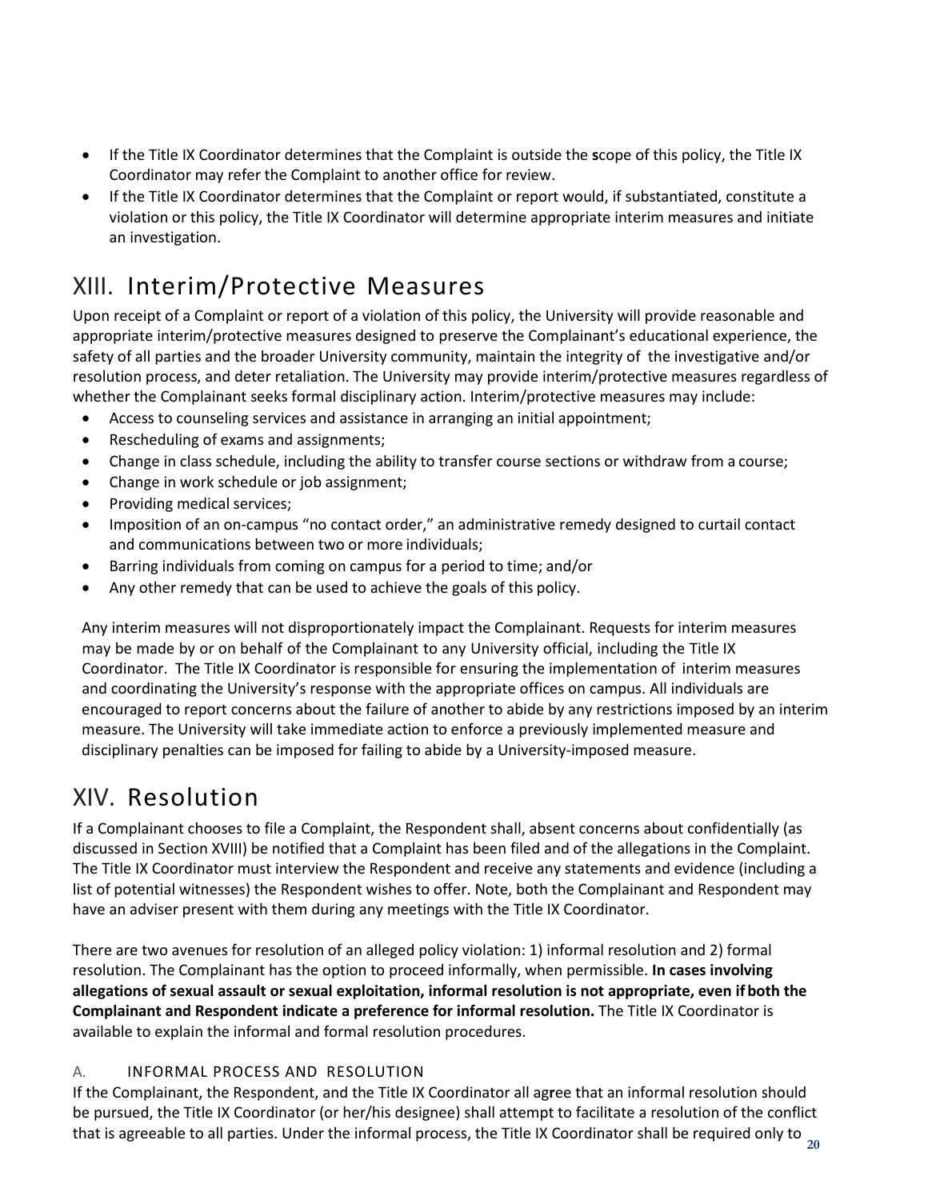- If the Title IX Coordinator determines that the Complaint is outside the **s**cope of this policy, the Title IX Coordinator may refer the Complaint to another office for review.
- If the Title IX Coordinator determines that the Complaint or report would, if substantiated, constitute a violation or this policy, the Title IX Coordinator will determine appropriate interim measures and initiate an investigation.

# XIII. Interim/Protective Measures

Upon receipt of a Complaint or report of a violation of this policy, the University will provide reasonable and appropriate interim/protective measures designed to preserve the Complainant's educational experience, the safety of all parties and the broader University community, maintain the integrity of the investigative and/or resolution process, and deter retaliation. The University may provide interim/protective measures regardless of whether the Complainant seeks formal disciplinary action. Interim/protective measures may include:

- Access to counseling services and assistance in arranging an initial appointment;
- Rescheduling of exams and assignments;
- Change in class schedule, including the ability to transfer course sections or withdraw from a course;
- Change in work schedule or job assignment;
- Providing medical services;
- Imposition of an on-campus "no contact order," an administrative remedy designed to curtail contact and communications between two or more individuals;
- Barring individuals from coming on campus for a period to time; and/or
- Any other remedy that can be used to achieve the goals of this policy.

Any interim measures will not disproportionately impact the Complainant. Requests for interim measures may be made by or on behalf of the Complainant to any University official, including the Title IX Coordinator. The Title IX Coordinator is responsible for ensuring the implementation of interim measures and coordinating the University's response with the appropriate offices on campus. All individuals are encouraged to report concerns about the failure of another to abide by any restrictions imposed by an interim measure. The University will take immediate action to enforce a previously implemented measure and disciplinary penalties can be imposed for failing to abide by a University-imposed measure.

# XIV. Resolution

If a Complainant chooses to file a Complaint, the Respondent shall, absent concerns about confidentially (as discussed in Section XVIII) be notified that a Complaint has been filed and of the allegations in the Complaint. The Title IX Coordinator must interview the Respondent and receive any statements and evidence (including a list of potential witnesses) the Respondent wishes to offer. Note, both the Complainant and Respondent may have an adviser present with them during any meetings with the Title IX Coordinator.

There are two avenues for resolution of an alleged policy violation: 1) informal resolution and 2) formal resolution. The Complainant has the option to proceed informally, when permissible. **In cases involving allegations of sexual assault or sexual exploitation, informal resolution is not appropriate, even if both the Complainant and Respondent indicate a preference for informal resolution.** The Title IX Coordinator is available to explain the informal and formal resolution procedures.

## A. INFORMAL PROCESS AND RESOLUTION

If the Complainant, the Respondent, and the Title IX Coordinator all ag**r**ee that an informal resolution should be pursued, the Title IX Coordinator (or her/his designee) shall attempt to facilitate a resolution of the conflict that is agreeable to all parties. Under the informal process, the Title IX Coordinator shall be required only to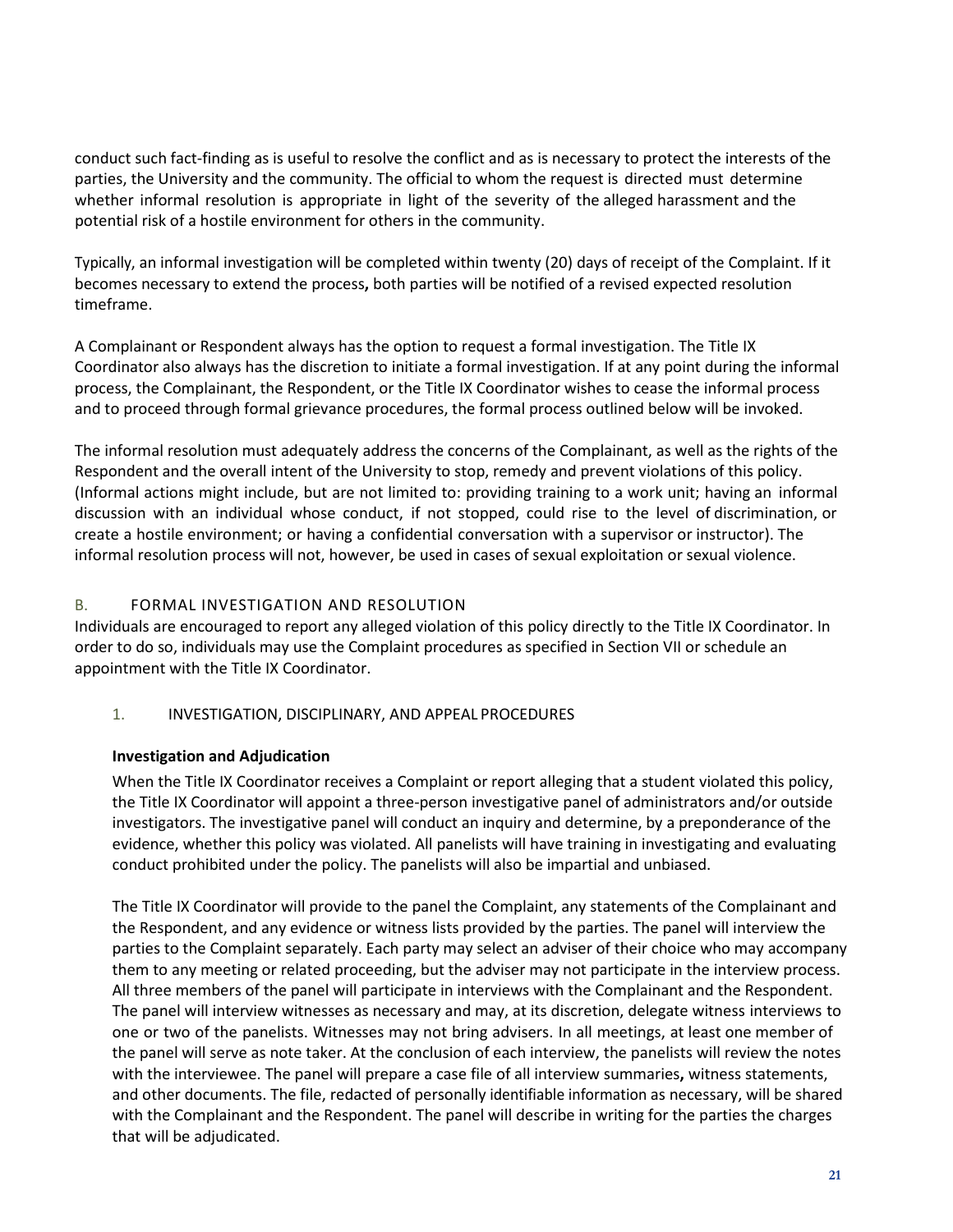conduct such fact-finding as is useful to resolve the conflict and as is necessary to protect the interests of the parties, the University and the community. The official to whom the request is directed must determine whether informal resolution is appropriate in light of the severity of the alleged harassment and the potential risk of a hostile environment for others in the community.

Typically, an informal investigation will be completed within twenty (20) days of receipt of the Complaint. If it becomes necessary to extend the process**,** both parties will be notified of a revised expected resolution timeframe.

A Complainant or Respondent always has the option to request a formal investigation. The Title IX Coordinator also always has the discretion to initiate a formal investigation. If at any point during the informal process, the Complainant, the Respondent, or the Title IX Coordinator wishes to cease the informal process and to proceed through formal grievance procedures, the formal process outlined below will be invoked.

The informal resolution must adequately address the concerns of the Complainant, as well as the rights of the Respondent and the overall intent of the University to stop, remedy and prevent violations of this policy. (Informal actions might include, but are not limited to: providing training to a work unit; having an informal discussion with an individual whose conduct, if not stopped, could rise to the level of discrimination, or create a hostile environment; or having a confidential conversation with a supervisor or instructor). The informal resolution process will not, however, be used in cases of sexual exploitation or sexual violence.

## B. FORMAL INVESTIGATION AND RESOLUTION

Individuals are encouraged to report any alleged violation of this policy directly to the Title IX Coordinator. In order to do so, individuals may use the Complaint procedures as specified in Section VII or schedule an appointment with the Title IX Coordinator.

### 1. INVESTIGATION, DISCIPLINARY, AND APPEAL PROCEDURES

**Investigation and Adjudication**

When the Title IX Coordinator receives a Complaint or report alleging that a student violated this policy, the Title IX Coordinator will appoint a three-person investigative panel of administrators and/or outside investigators. The investigative panel will conduct an inquiry and determine, by a preponderance of the evidence, whether this policy was violated. All panelists will have training in investigating and evaluating conduct prohibited under the policy. The panelists will also be impartial and unbiased.

The Title IX Coordinator will provide to the panel the Complaint, any statements of the Complainant and the Respondent, and any evidence or witness lists provided by the parties. The panel will interview the parties to the Complaint separately. Each party may select an adviser of their choice who may accompany them to any meeting or related proceeding, but the adviser may not participate in the interview process. All three members of the panel will participate in interviews with the Complainant and the Respondent. The panel will interview witnesses as necessary and may, at its discretion, delegate witness interviews to one or two of the panelists. Witnesses may not bring advisers. In all meetings, at least one member of the panel will serve as note taker. At the conclusion of each interview, the panelists will review the notes with the interviewee. The panel will prepare a case file of all interview summaries**,** witness statements, and other documents. The file, redacted of personally identifiable information as necessary, will be shared with the Complainant and the Respondent. The panel will describe in writing for the parties the charges that will be adjudicated.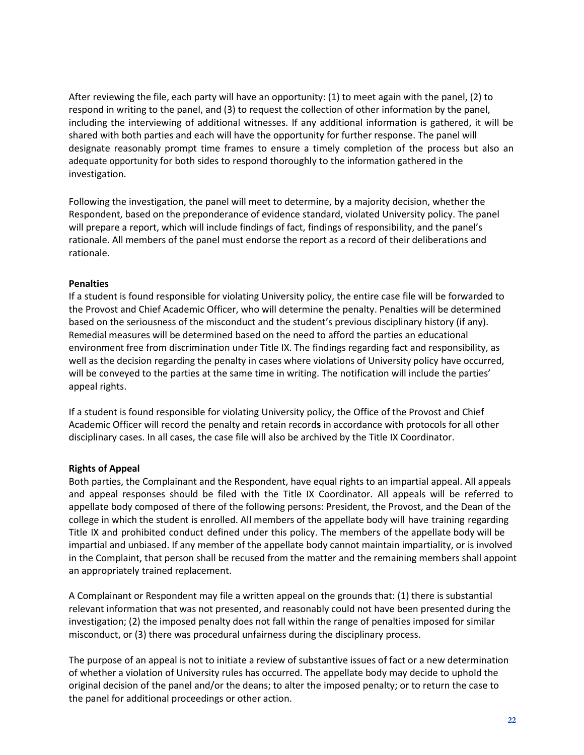After reviewing the file, each party will have an opportunity: (1) to meet again with the panel, (2) to respond in writing to the panel, and (3) to request the collection of other information by the panel, including the interviewing of additional witnesses. If any additional information is gathered, it will be shared with both parties and each will have the opportunity for further response. The panel will designate reasonably prompt time frames to ensure a timely completion of the process but also an adequate opportunity for both sides to respond thoroughly to the information gathered in the investigation.

Following the investigation, the panel will meet to determine, by a majority decision, whether the Respondent, based on the preponderance of evidence standard, violated University policy. The panel will prepare a report, which will include findings of fact, findings of responsibility, and the panel's rationale. All members of the panel must endorse the report as a record of their deliberations and rationale.

**Penalties**

If a student is found responsible for violating University policy, the entire case file will be forwarded to the Provost and Chief Academic Officer, who will determine the penalty. Penalties will be determined based on the seriousness of the misconduct and the student's previous disciplinary history (if any). Remedial measures will be determined based on the need to afford the parties an educational environment free from discrimination under Title IX. The findings regarding fact and responsibility, as well as the decision regarding the penalty in cases where violations of University policy have occurred, will be conveyed to the parties at the same time in writing. The notification will include the parties' appeal rights.

If a student is found responsible for violating University policy, the Office of the Provost and Chief Academic Officer will record the penalty and retain records in accordance with protocols for all other disciplinary cases. In all cases, the case file will also be archived by the Title IX Coordinator.

**Rights of Appeal**

Both parties, the Complainant and the Respondent, have equal rights to an impartial appeal. All appeals and appeal responses should be filed with the Title IX Coordinator. All appeals will be referred to appellate body composed of there of the following persons: President, the Provost, and the Dean of the college in which the student is enrolled. All members of the appellate body will have training regarding Title IX and prohibited conduct defined under this policy. The members of the appellate body will be impartial and unbiased. If any member of the appellate body cannot maintain impartiality, or is involved in the Complaint, that person shall be recused from the matter and the remaining members shall appoint an appropriately trained replacement.

A Complainant or Respondent may file a written appeal on the grounds that: (1) there is substantial relevant information that was not presented, and reasonably could not have been presented during the investigation; (2) the imposed penalty does not fall within the range of penalties imposed for similar misconduct, or (3) there was procedural unfairness during the disciplinary process.

The purpose of an appeal is not to initiate a review of substantive issues of fact or a new determination of whether a violation of University rules has occurred. The appellate body may decide to uphold the original decision of the panel and/or the deans; to alter the imposed penalty; or to return the case to the panel for additional proceedings or other action.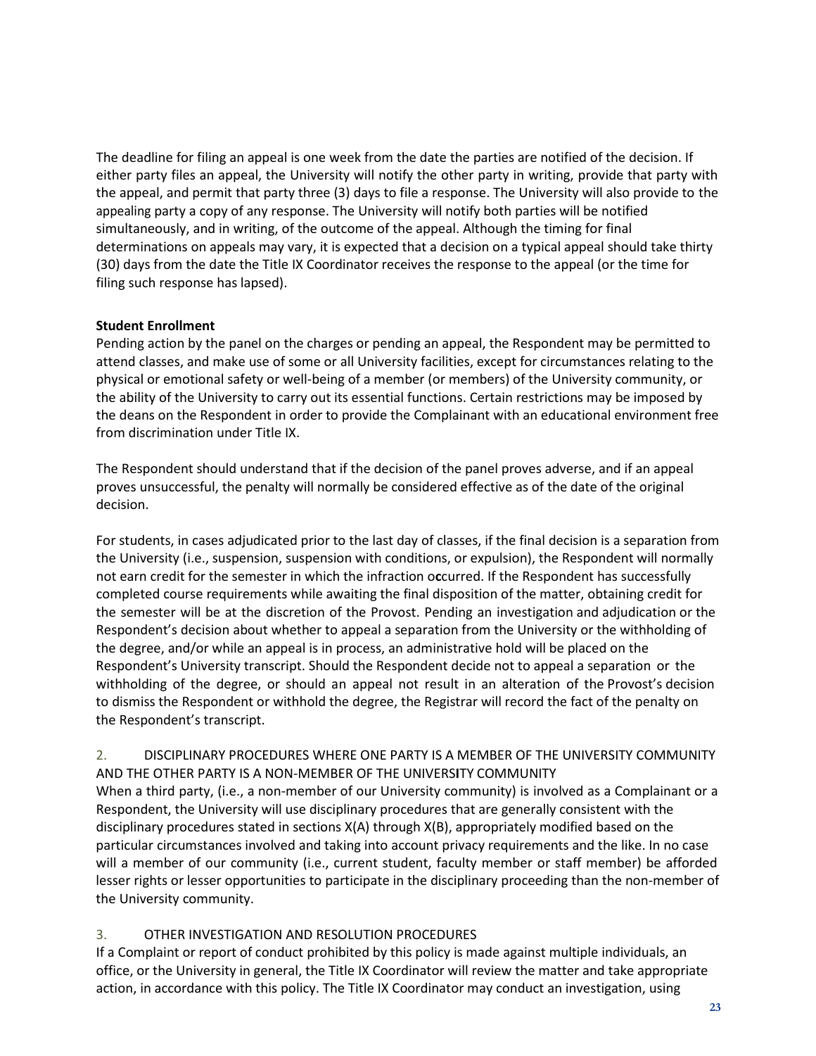The deadline for filing an appeal is one week from the date the parties are notified of the decision. If either party files an appeal, the University will notify the other party in writing, provide that party with the appeal, and permit that party three (3) days to file a response. The University will also provide to the appealing party a copy of any response. The University will notify both parties will be notified simultaneously, and in writing, of the outcome of the appeal. Although the timing for final determinations on appeals may vary, it is expected that a decision on a typical appeal should take thirty (30) days from the date the Title IX Coordinator receives the response to the appeal (or the time for filing such response has lapsed).

**Student Enrollment**

Pending action by the panel on the charges or pending an appeal, the Respondent may be permitted to attend classes, and make use of some or all University facilities, except for circumstances relating to the physical or emotional safety or well-being of a member (or members) of the University community, or the ability of the University to carry out its essential functions. Certain restrictions may be imposed by the deans on the Respondent in order to provide the Complainant with an educational environment free from discrimination under Title IX.

The Respondent should understand that if the decision of the panel proves adverse, and if an appeal proves unsuccessful, the penalty will normally be considered effective as of the date of the original decision.

For students, in cases adjudicated prior to the last day of classes, if the final decision is a separation from the University (i.e., suspension, suspension with conditions, or expulsion), the Respondent will normally not earn credit for the semester in which the infraction occurred. If the Respondent has successfully completed course requirements while awaiting the final disposition of the matter, obtaining credit for the semester will be at the discretion of the Provost. Pending an investigation and adjudication or the Respondent's decision about whether to appeal a separation from the University or the withholding of the degree, and/or while an appeal is in process, an administrative hold will be placed on the Respondent's University transcript. Should the Respondent decide not to appeal a separation or the withholding of the degree, or should an appeal not result in an alteration of the Provost's decision to dismiss the Respondent or withhold the degree, the Registrar will record the fact of the penalty on the Respondent's transcript.

## 2. DISCIPLINARY PROCEDURES WHERE ONE PARTY IS A MEMBER OF THE UNIVERSITY COMMUNITY AND THE OTHER PARTY IS A NON-MEMBER OF THE UNIVERSITY COMMUNITY

When a third party, (i.e., a non-member of our University community) is involved as a Complainant or a Respondent, the University will use disciplinary procedures that are generally consistent with the disciplinary procedures stated in sections X(A) through X(B), appropriately modified based on the particular circumstances involved and taking into account privacy requirements and the like. In no case will a member of our community (i.e., current student, faculty member or staff member) be afforded lesser rights or lesser opportunities to participate in the disciplinary proceeding than the non-member of the University community.

## 3. OTHER INVESTIGATION AND RESOLUTION PROCEDURES

If a Complaint or report of conduct prohibited by this policy is made against multiple individuals, an office, or the University in general, the Title IX Coordinator will review the matter and take appropriate action, in accordance with this policy. The Title IX Coordinator may conduct an investigation, using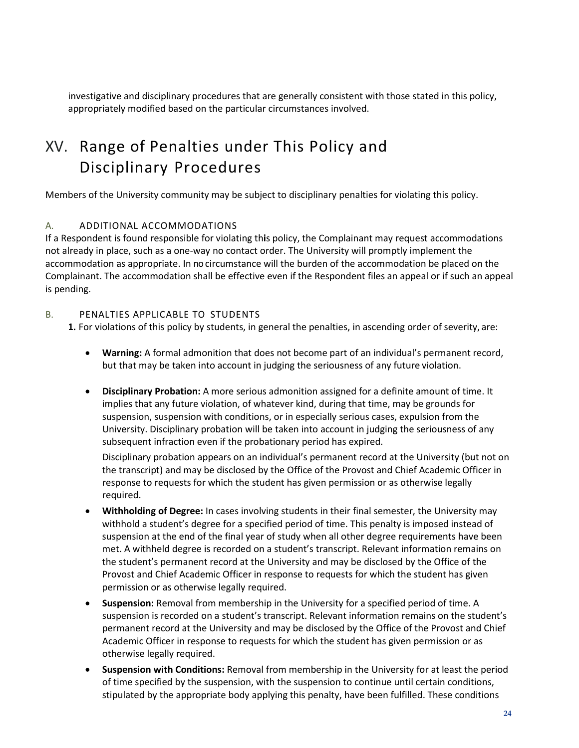investigative and disciplinary procedures that are generally consistent with those stated in this policy, appropriately modified based on the particular circumstances involved.

# XV. Range of Penalties under This Policy and Disciplinary Procedures

Members of the University community may be subject to disciplinary penalties for violating this policy.

### A. ADDITIONAL ACCOMMODATIONS

If a Respondent is found responsible for violating this policy, the Complainant may request accommodations not already in place, such as a one-way no contact order. The University will promptly implement the accommodation as appropriate. In no circumstance will the burden of the accommodation be placed on the Complainant. The accommodation shall be effective even if the Respondent files an appeal or if such an appeal is pending.

### B. PENALTIES APPLICABLE TO STUDENTS

**1.** For violations of this policy by students, in general the penalties, in ascending order of severity, are:

- **Warning:** A formal admonition that does not become part of an individual's permanent record, but that may be taken into account in judging the seriousness of any future violation.

- **Disciplinary Probation:** A more serious admonition assigned for a definite amount of time. It implies that any future violation, of whatever kind, during that time, may be grounds for suspension, suspension with conditions, or in especially serious cases, expulsion from the University. Disciplinary probation will be taken into account in judging the seriousness of any subsequent infraction even if the probationary period has expired.

  Disciplinary probation appears on an individual's permanent record at the University (but not on the transcript) and may be disclosed by the Office of the Provost and Chief Academic Officer in response to requests for which the student has given permission or as otherwise legally required.

- **Withholding of Degree:** In cases involving students in their final semester, the University may withhold a student's degree for a specified period of time. This penalty is imposed instead of suspension at the end of the final year of study when all other degree requirements have been met. A withheld degree is recorded on a student's transcript. Relevant information remains on the student's permanent record at the University and may be disclosed by the Office of the Provost and Chief Academic Officer in response to requests for which the student has given permission or as otherwise legally required.

- **Suspension:** Removal from membership in the University for a specified period of time. A suspension is recorded on a student's transcript. Relevant information remains on the student's permanent record at the University and may be disclosed by the Office of the Provost and Chief Academic Officer in response to requests for which the student has given permission or as otherwise legally required.

- **Suspension with Conditions:** Removal from membership in the University for at least the period of time specified by the suspension, with the suspension to continue until certain conditions, stipulated by the appropriate body applying this penalty, have been fulfilled. These conditions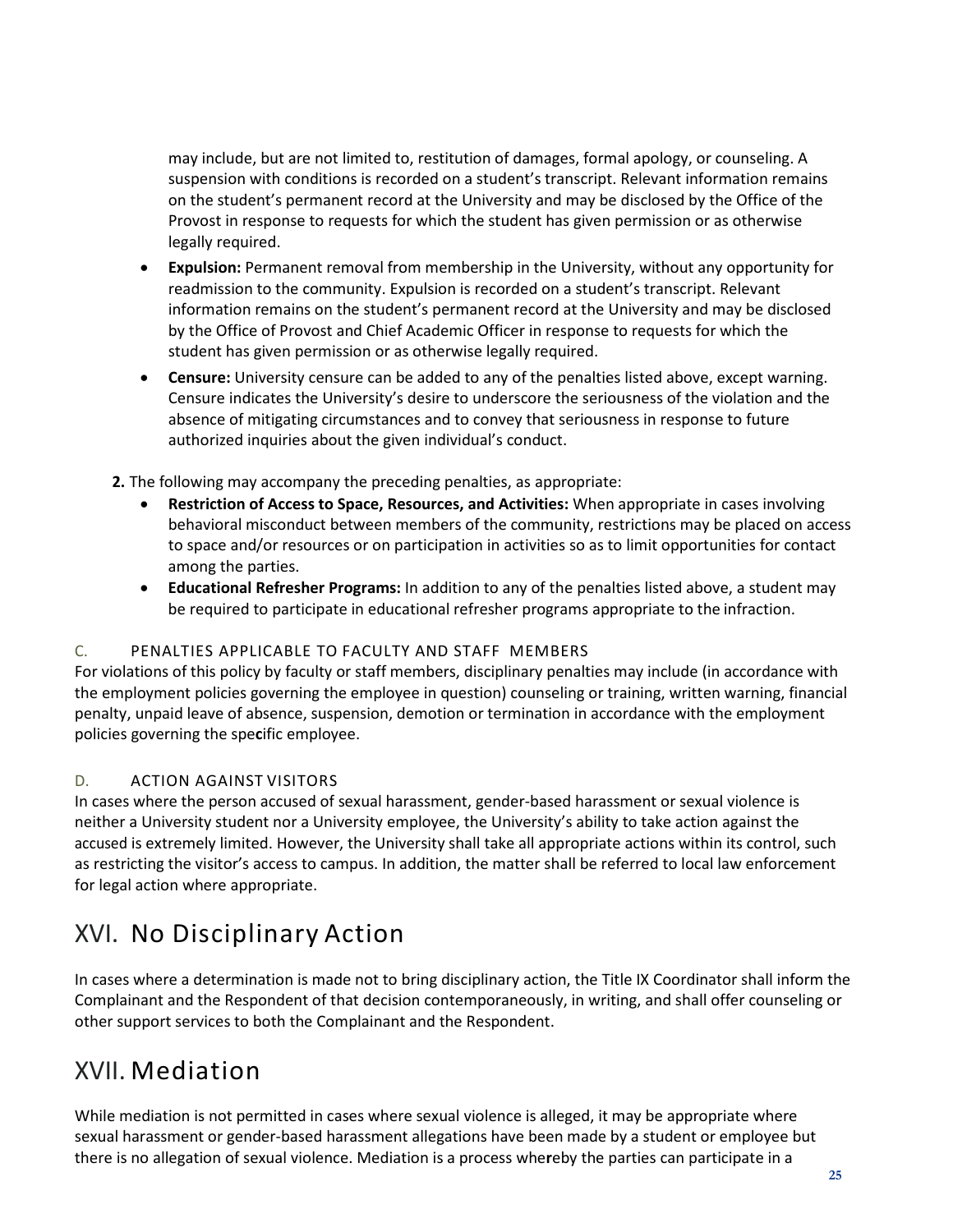may include, but are not limited to, restitution of damages, formal apology, or counseling. A suspension with conditions is recorded on a student's transcript. Relevant information remains on the student's permanent record at the University and may be disclosed by the Office of the Provost in response to requests for which the student has given permission or as otherwise legally required.

- **Expulsion:** Permanent removal from membership in the University, without any opportunity for readmission to the community. Expulsion is recorded on a student's transcript. Relevant information remains on the student's permanent record at the University and may be disclosed by the Office of Provost and Chief Academic Officer in response to requests for which the student has given permission or as otherwise legally required.
- **Censure:** University censure can be added to any of the penalties listed above, except warning. Censure indicates the University's desire to underscore the seriousness of the violation and the absence of mitigating circumstances and to convey that seriousness in response to future authorized inquiries about the given individual's conduct.

**2.** The following may accompany the preceding penalties, as appropriate:

- **Restriction of Access to Space, Resources, and Activities:** When appropriate in cases involving behavioral misconduct between members of the community, restrictions may be placed on access to space and/or resources or on participation in activities so as to limit opportunities for contact among the parties.
- **Educational Refresher Programs:** In addition to any of the penalties listed above, a student may be required to participate in educational refresher programs appropriate to the infraction.

### C. PENALTIES APPLICABLE TO FACULTY AND STAFF MEMBERS

For violations of this policy by faculty or staff members, disciplinary penalties may include (in accordance with the employment policies governing the employee in question) counseling or training, written warning, financial penalty, unpaid leave of absence, suspension, demotion or termination in accordance with the employment policies governing the specific employee.

### D. ACTION AGAINST VISITORS

In cases where the person accused of sexual harassment, gender-based harassment or sexual violence is neither a University student nor a University employee, the University's ability to take action against the accused is extremely limited. However, the University shall take all appropriate actions within its control, such as restricting the visitor's access to campus. In addition, the matter shall be referred to local law enforcement for legal action where appropriate.

## XVI. No Disciplinary Action

In cases where a determination is made not to bring disciplinary action, the Title IX Coordinator shall inform the Complainant and the Respondent of that decision contemporaneously, in writing, and shall offer counseling or other support services to both the Complainant and the Respondent.

## XVII. Mediation

While mediation is not permitted in cases where sexual violence is alleged, it may be appropriate where sexual harassment or gender-based harassment allegations have been made by a student or employee but there is no allegation of sexual violence. Mediation is a process whereby the parties can participate in a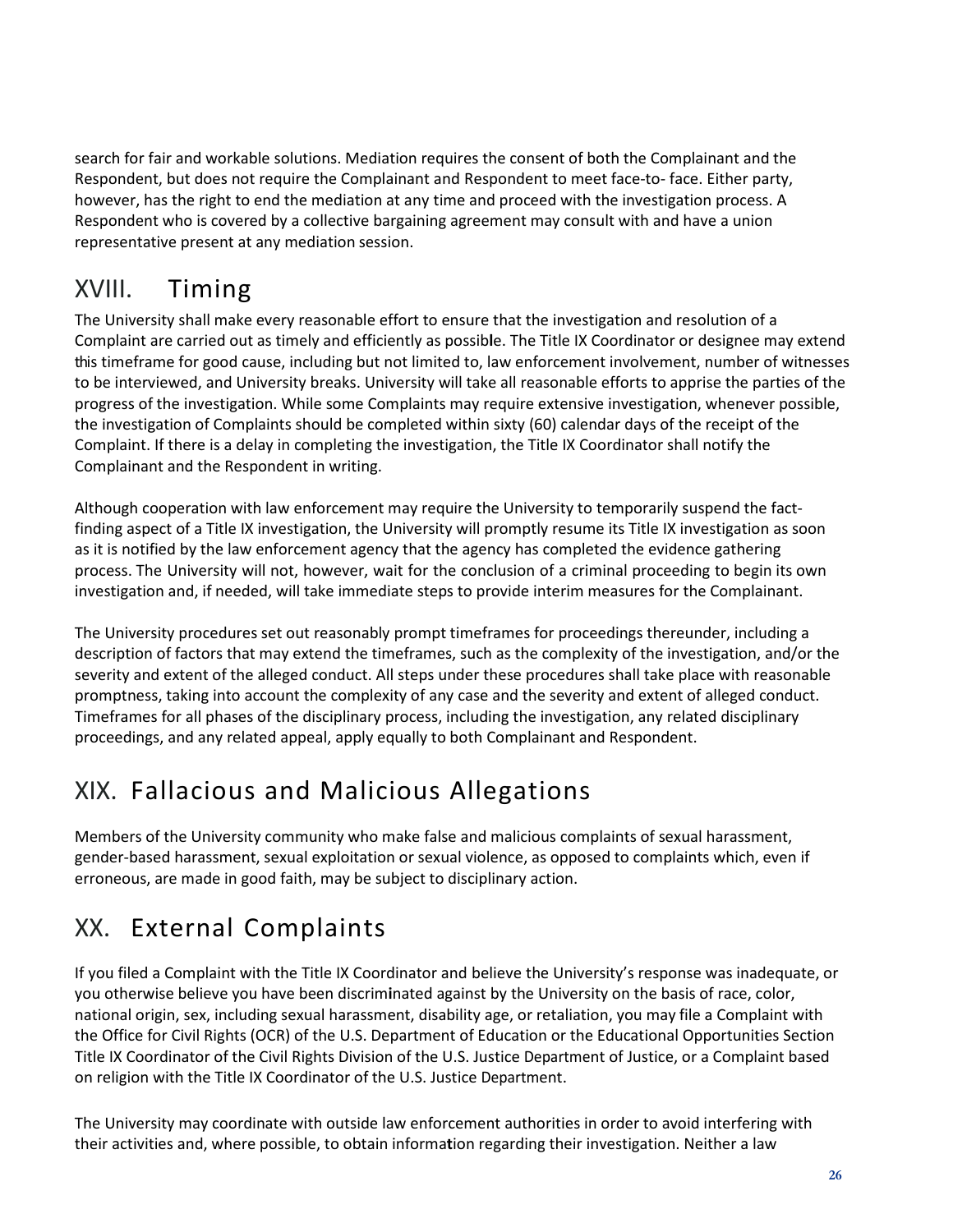search for fair and workable solutions. Mediation requires the consent of both the Complainant and the Respondent, but does not require the Complainant and Respondent to meet face-to- face. Either party, however, has the right to end the mediation at any time and proceed with the investigation process. A Respondent who is covered by a collective bargaining agreement may consult with and have a union representative present at any mediation session.

# XVIII. Timing

The University shall make every reasonable effort to ensure that the investigation and resolution of a Complaint are carried out as timely and efficiently as possible. The Title IX Coordinator or designee may extend this timeframe for good cause, including but not limited to, law enforcement involvement, number of witnesses to be interviewed, and University breaks. University will take all reasonable efforts to apprise the parties of the progress of the investigation. While some Complaints may require extensive investigation, whenever possible, the investigation of Complaints should be completed within sixty (60) calendar days of the receipt of the Complaint. If there is a delay in completing the investigation, the Title IX Coordinator shall notify the Complainant and the Respondent in writing.

Although cooperation with law enforcement may require the University to temporarily suspend the fact-finding aspect of a Title IX investigation, the University will promptly resume its Title IX investigation as soon as it is notified by the law enforcement agency that the agency has completed the evidence gathering process. The University will not, however, wait for the conclusion of a criminal proceeding to begin its own investigation and, if needed, will take immediate steps to provide interim measures for the Complainant.

The University procedures set out reasonably prompt timeframes for proceedings thereunder, including a description of factors that may extend the timeframes, such as the complexity of the investigation, and/or the severity and extent of the alleged conduct. All steps under these procedures shall take place with reasonable promptness, taking into account the complexity of any case and the severity and extent of alleged conduct. Timeframes for all phases of the disciplinary process, including the investigation, any related disciplinary proceedings, and any related appeal, apply equally to both Complainant and Respondent.

# XIX. Fallacious and Malicious Allegations

Members of the University community who make false and malicious complaints of sexual harassment, gender-based harassment, sexual exploitation or sexual violence, as opposed to complaints which, even if erroneous, are made in good faith, may be subject to disciplinary action.

# XX. External Complaints

If you filed a Complaint with the Title IX Coordinator and believe the University's response was inadequate, or you otherwise believe you have been discriminated against by the University on the basis of race, color, national origin, sex, including sexual harassment, disability age, or retaliation, you may file a Complaint with the Office for Civil Rights (OCR) of the U.S. Department of Education or the Educational Opportunities Section Title IX Coordinator of the Civil Rights Division of the U.S. Justice Department of Justice, or a Complaint based on religion with the Title IX Coordinator of the U.S. Justice Department.

The University may coordinate with outside law enforcement authorities in order to avoid interfering with their activities and, where possible, to obtain information regarding their investigation. Neither a law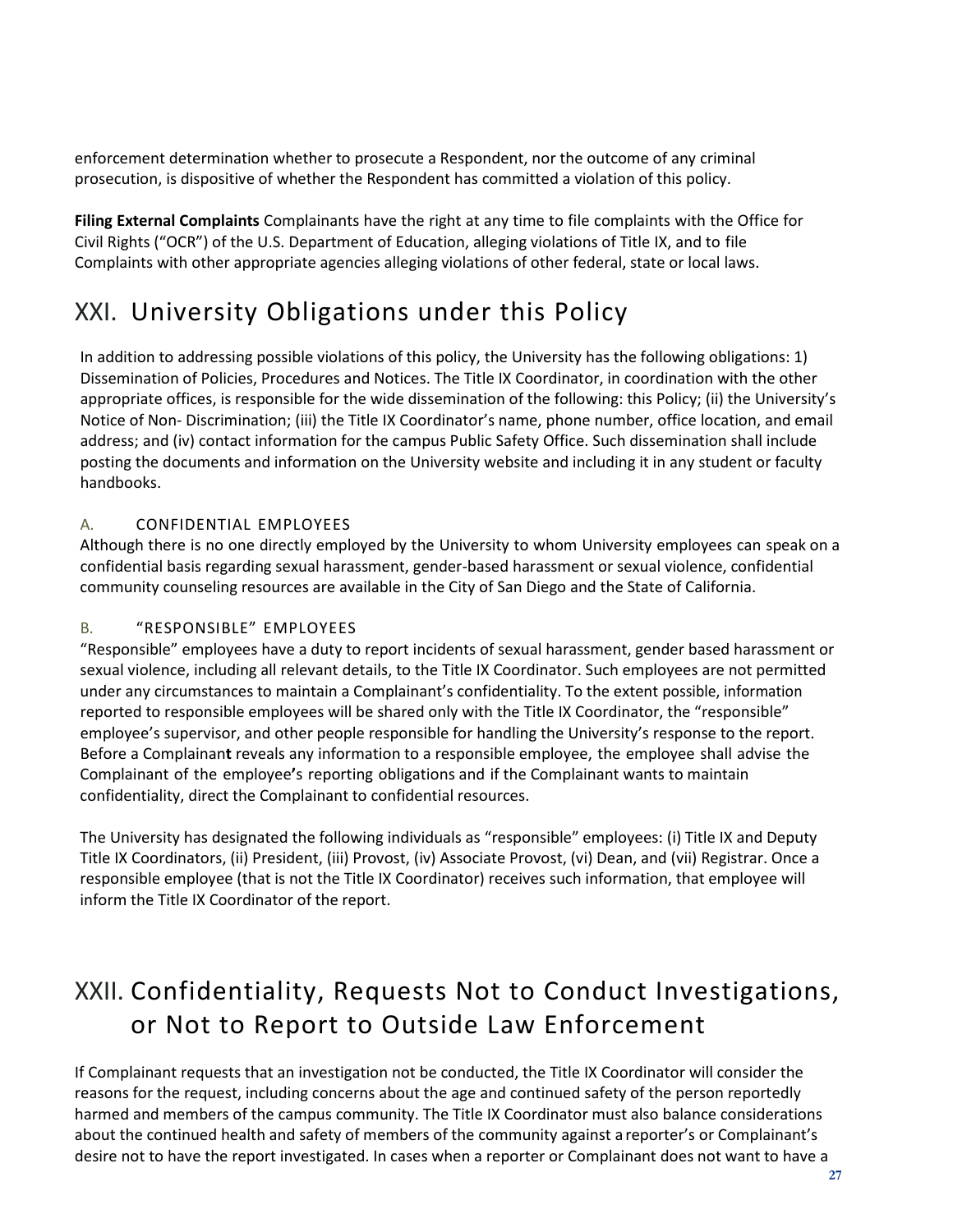enforcement determination whether to prosecute a Respondent, nor the outcome of any criminal prosecution, is dispositive of whether the Respondent has committed a violation of this policy.

**Filing External Complaints** Complainants have the right at any time to file complaints with the Office for Civil Rights ("OCR") of the U.S. Department of Education, alleging violations of Title IX, and to file Complaints with other appropriate agencies alleging violations of other federal, state or local laws.

# XXI. University Obligations under this Policy

In addition to addressing possible violations of this policy, the University has the following obligations: 1) Dissemination of Policies, Procedures and Notices. The Title IX Coordinator, in coordination with the other appropriate offices, is responsible for the wide dissemination of the following: this Policy; (ii) the University's Notice of Non- Discrimination; (iii) the Title IX Coordinator's name, phone number, office location, and email address; and (iv) contact information for the campus Public Safety Office. Such dissemination shall include posting the documents and information on the University website and including it in any student or faculty handbooks.

## A. CONFIDENTIAL EMPLOYEES

Although there is no one directly employed by the University to whom University employees can speak on a confidential basis regarding sexual harassment, gender-based harassment or sexual violence, confidential community counseling resources are available in the City of San Diego and the State of California.

## B. "RESPONSIBLE" EMPLOYEES

"Responsible" employees have a duty to report incidents of sexual harassment, gender based harassment or sexual violence, including all relevant details, to the Title IX Coordinator. Such employees are not permitted under any circumstances to maintain a Complainant's confidentiality. To the extent possible, information reported to responsible employees will be shared only with the Title IX Coordinator, the "responsible" employee's supervisor, and other people responsible for handling the University's response to the report. Before a Complainant reveals any information to a responsible employee, the employee shall advise the Complainant of the employee's reporting obligations and if the Complainant wants to maintain confidentiality, direct the Complainant to confidential resources.

The University has designated the following individuals as "responsible" employees: (i) Title IX and Deputy Title IX Coordinators, (ii) President, (iii) Provost, (iv) Associate Provost, (vi) Dean, and (vii) Registrar. Once a responsible employee (that is not the Title IX Coordinator) receives such information, that employee will inform the Title IX Coordinator of the report.

# XXII. Confidentiality, Requests Not to Conduct Investigations, or Not to Report to Outside Law Enforcement

If Complainant requests that an investigation not be conducted, the Title IX Coordinator will consider the reasons for the request, including concerns about the age and continued safety of the person reportedly harmed and members of the campus community. The Title IX Coordinator must also balance considerations about the continued health and safety of members of the community against a reporter's or Complainant's desire not to have the report investigated. In cases when a reporter or Complainant does not want to have a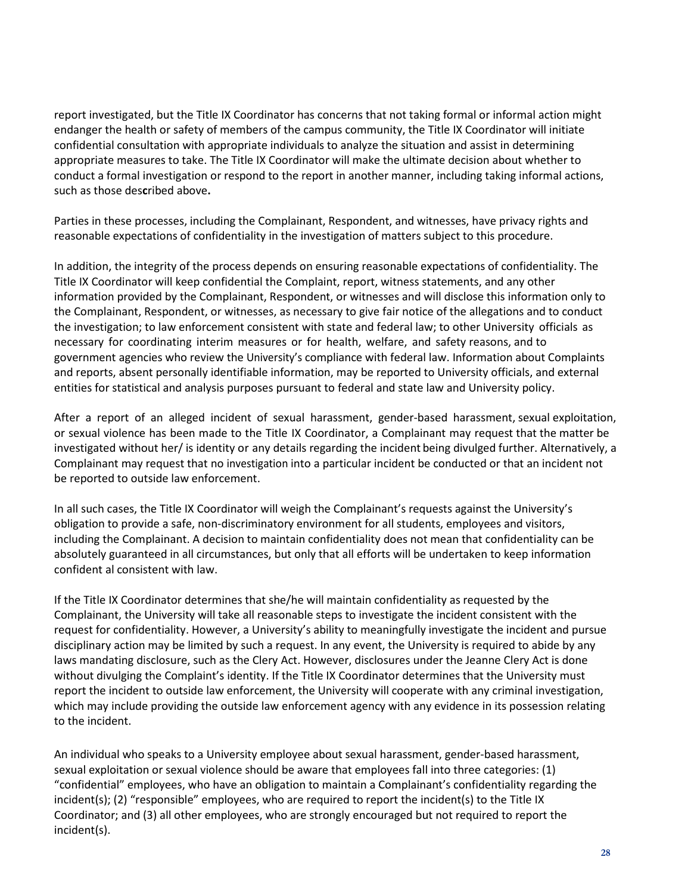report investigated, but the Title IX Coordinator has concerns that not taking formal or informal action might endanger the health or safety of members of the campus community, the Title IX Coordinator will initiate confidential consultation with appropriate individuals to analyze the situation and assist in determining appropriate measures to take. The Title IX Coordinator will make the ultimate decision about whether to conduct a formal investigation or respond to the report in another manner, including taking informal actions, such as those described above.

Parties in these processes, including the Complainant, Respondent, and witnesses, have privacy rights and reasonable expectations of confidentiality in the investigation of matters subject to this procedure.

In addition, the integrity of the process depends on ensuring reasonable expectations of confidentiality. The Title IX Coordinator will keep confidential the Complaint, report, witness statements, and any other information provided by the Complainant, Respondent, or witnesses and will disclose this information only to the Complainant, Respondent, or witnesses, as necessary to give fair notice of the allegations and to conduct the investigation; to law enforcement consistent with state and federal law; to other University officials as necessary for coordinating interim measures or for health, welfare, and safety reasons, and to government agencies who review the University's compliance with federal law. Information about Complaints and reports, absent personally identifiable information, may be reported to University officials, and external entities for statistical and analysis purposes pursuant to federal and state law and University policy.

After a report of an alleged incident of sexual harassment, gender-based harassment, sexual exploitation, or sexual violence has been made to the Title IX Coordinator, a Complainant may request that the matter be investigated without her/ is identity or any details regarding the incident being divulged further. Alternatively, a Complainant may request that no investigation into a particular incident be conducted or that an incident not be reported to outside law enforcement.

In all such cases, the Title IX Coordinator will weigh the Complainant's requests against the University's obligation to provide a safe, non-discriminatory environment for all students, employees and visitors, including the Complainant. A decision to maintain confidentiality does not mean that confidentiality can be absolutely guaranteed in all circumstances, but only that all efforts will be undertaken to keep information confident al consistent with law.

If the Title IX Coordinator determines that she/he will maintain confidentiality as requested by the Complainant, the University will take all reasonable steps to investigate the incident consistent with the request for confidentiality. However, a University's ability to meaningfully investigate the incident and pursue disciplinary action may be limited by such a request. In any event, the University is required to abide by any laws mandating disclosure, such as the Clery Act. However, disclosures under the Jeanne Clery Act is done without divulging the Complaint's identity. If the Title IX Coordinator determines that the University must report the incident to outside law enforcement, the University will cooperate with any criminal investigation, which may include providing the outside law enforcement agency with any evidence in its possession relating to the incident.

An individual who speaks to a University employee about sexual harassment, gender-based harassment, sexual exploitation or sexual violence should be aware that employees fall into three categories: (1) "confidential" employees, who have an obligation to maintain a Complainant's confidentiality regarding the incident(s); (2) "responsible" employees, who are required to report the incident(s) to the Title IX Coordinator; and (3) all other employees, who are strongly encouraged but not required to report the incident(s).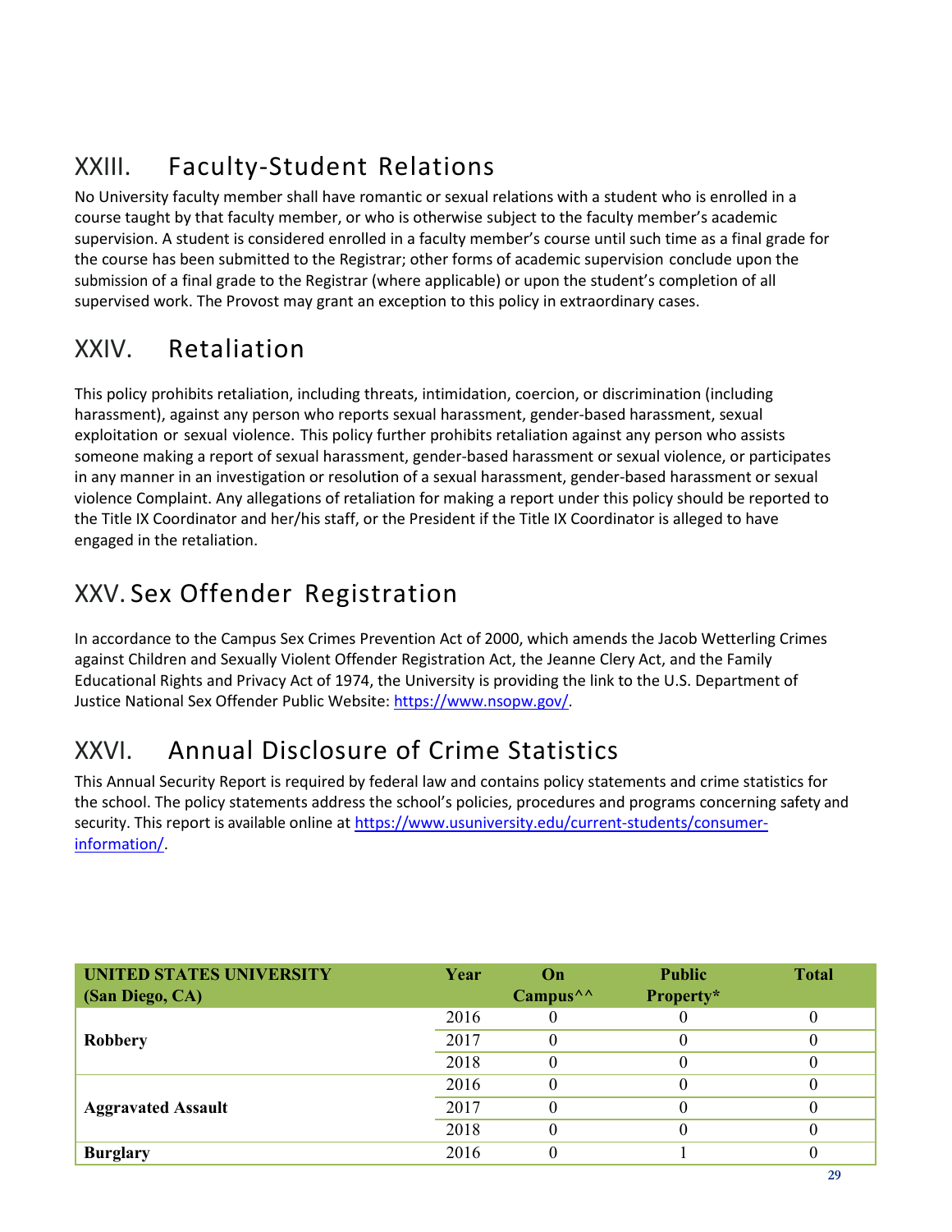## XXIII. Faculty-Student Relations

No University faculty member shall have romantic or sexual relations with a student who is enrolled in a course taught by that faculty member, or who is otherwise subject to the faculty member's academic supervision. A student is considered enrolled in a faculty member's course until such time as a final grade for the course has been submitted to the Registrar; other forms of academic supervision conclude upon the submission of a final grade to the Registrar (where applicable) or upon the student's completion of all supervised work. The Provost may grant an exception to this policy in extraordinary cases.

## XXIV. Retaliation

This policy prohibits retaliation, including threats, intimidation, coercion, or discrimination (including harassment), against any person who reports sexual harassment, gender-based harassment, sexual exploitation or sexual violence. This policy further prohibits retaliation against any person who assists someone making a report of sexual harassment, gender-based harassment or sexual violence, or participates in any manner in an investigation or resolution of a sexual harassment, gender-based harassment or sexual violence Complaint. Any allegations of retaliation for making a report under this policy should be reported to the Title IX Coordinator and her/his staff, or the President if the Title IX Coordinator is alleged to have engaged in the retaliation.

## XXV. Sex Offender Registration

In accordance to the Campus Sex Crimes Prevention Act of 2000, which amends the Jacob Wetterling Crimes against Children and Sexually Violent Offender Registration Act, the Jeanne Clery Act, and the Family Educational Rights and Privacy Act of 1974, the University is providing the link to the U.S. Department of Justice National Sex Offender Public Website: https://www.nsopw.gov/.

## XXVI. Annual Disclosure of Crime Statistics

This Annual Security Report is required by federal law and contains policy statements and crime statistics for the school. The policy statements address the school's policies, procedures and programs concerning safety and security. This report is available online at https://www.usuniversity.edu/current-students/consumer-information/.

| UNITED STATES UNIVERSITY (San Diego, CA) | Year | On Campus^^ | Public Property* | Total |
|---|---|---|---|---|
| Robbery | 2016 | 0 | 0 | 0 |
| | 2017 | 0 | 0 | 0 |
| | 2018 | 0 | 0 | 0 |
| Aggravated Assault | 2016 | 0 | 0 | 0 |
| | 2017 | 0 | 0 | 0 |
| | 2018 | 0 | 0 | 0 |
| Burglary | 2016 | 0 | 1 | 0 |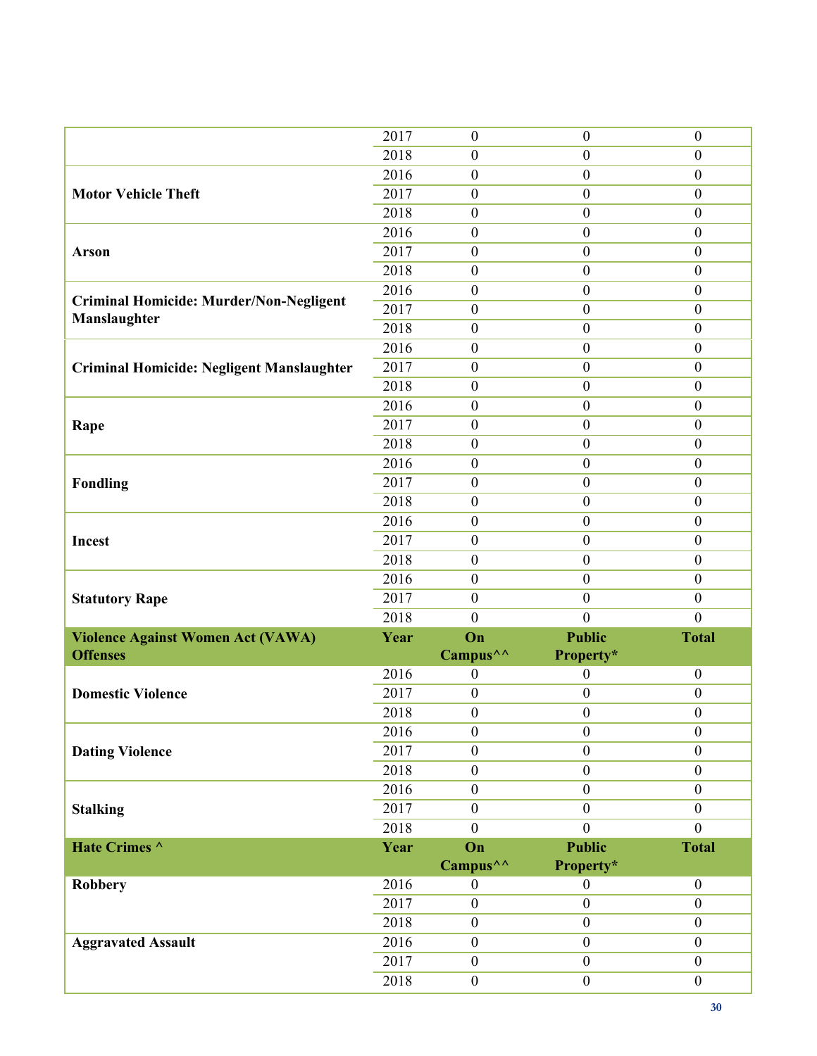| | Year | On Campus^^ | Public Property* | Total |
|---|---|---|---|---|
| | 2017 | 0 | 0 | 0 |
| | 2018 | 0 | 0 | 0 |
| **Motor Vehicle Theft** | 2016 | 0 | 0 | 0 |
| | 2017 | 0 | 0 | 0 |
| | 2018 | 0 | 0 | 0 |
| **Arson** | 2016 | 0 | 0 | 0 |
| | 2017 | 0 | 0 | 0 |
| | 2018 | 0 | 0 | 0 |
| **Criminal Homicide: Murder/Non-Negligent Manslaughter** | 2016 | 0 | 0 | 0 |
| | 2017 | 0 | 0 | 0 |
| | 2018 | 0 | 0 | 0 |
| **Criminal Homicide: Negligent Manslaughter** | 2016 | 0 | 0 | 0 |
| | 2017 | 0 | 0 | 0 |
| | 2018 | 0 | 0 | 0 |
| **Rape** | 2016 | 0 | 0 | 0 |
| | 2017 | 0 | 0 | 0 |
| | 2018 | 0 | 0 | 0 |
| **Fondling** | 2016 | 0 | 0 | 0 |
| | 2017 | 0 | 0 | 0 |
| | 2018 | 0 | 0 | 0 |
| **Incest** | 2016 | 0 | 0 | 0 |
| | 2017 | 0 | 0 | 0 |
| | 2018 | 0 | 0 | 0 |
| **Statutory Rape** | 2016 | 0 | 0 | 0 |
| | 2017 | 0 | 0 | 0 |
| | 2018 | 0 | 0 | 0 |
| **Violence Against Women Act (VAWA) Offenses** | **Year** | **On Campus^^** | **Public Property*** | **Total** |
| **Domestic Violence** | 2016 | 0 | 0 | 0 |
| | 2017 | 0 | 0 | 0 |
| | 2018 | 0 | 0 | 0 |
| **Dating Violence** | 2016 | 0 | 0 | 0 |
| | 2017 | 0 | 0 | 0 |
| | 2018 | 0 | 0 | 0 |
| **Stalking** | 2016 | 0 | 0 | 0 |
| | 2017 | 0 | 0 | 0 |
| | 2018 | 0 | 0 | 0 |
| **Hate Crimes ^** | **Year** | **On Campus^^** | **Public Property*** | **Total** |
| **Robbery** | 2016 | 0 | 0 | 0 |
| | 2017 | 0 | 0 | 0 |
| | 2018 | 0 | 0 | 0 |
| **Aggravated Assault** | 2016 | 0 | 0 | 0 |
| | 2017 | 0 | 0 | 0 |
| | 2018 | 0 | 0 | 0 |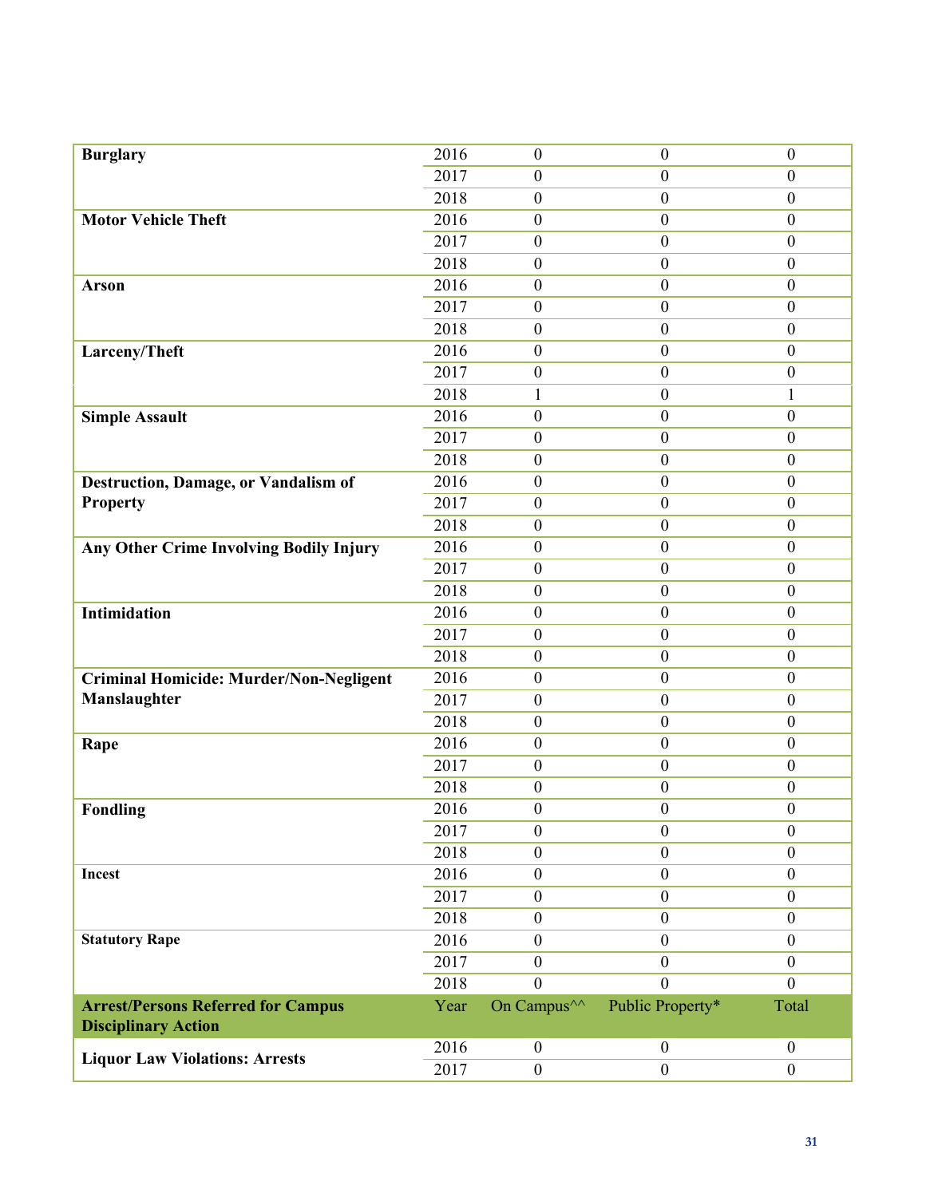| | | | | |
|---|---|---|---|---|
| **Burglary** | 2016 | 0 | 0 | 0 |
| | 2017 | 0 | 0 | 0 |
| | 2018 | 0 | 0 | 0 |
| **Motor Vehicle Theft** | 2016 | 0 | 0 | 0 |
| | 2017 | 0 | 0 | 0 |
| | 2018 | 0 | 0 | 0 |
| **Arson** | 2016 | 0 | 0 | 0 |
| | 2017 | 0 | 0 | 0 |
| | 2018 | 0 | 0 | 0 |
| **Larceny/Theft** | 2016 | 0 | 0 | 0 |
| | 2017 | 0 | 0 | 0 |
| | 2018 | 1 | 0 | 1 |
| **Simple Assault** | 2016 | 0 | 0 | 0 |
| | 2017 | 0 | 0 | 0 |
| | 2018 | 0 | 0 | 0 |
| **Destruction, Damage, or Vandalism of Property** | 2016 | 0 | 0 | 0 |
| | 2017 | 0 | 0 | 0 |
| | 2018 | 0 | 0 | 0 |
| **Any Other Crime Involving Bodily Injury** | 2016 | 0 | 0 | 0 |
| | 2017 | 0 | 0 | 0 |
| | 2018 | 0 | 0 | 0 |
| **Intimidation** | 2016 | 0 | 0 | 0 |
| | 2017 | 0 | 0 | 0 |
| | 2018 | 0 | 0 | 0 |
| **Criminal Homicide: Murder/Non-Negligent Manslaughter** | 2016 | 0 | 0 | 0 |
| | 2017 | 0 | 0 | 0 |
| | 2018 | 0 | 0 | 0 |
| **Rape** | 2016 | 0 | 0 | 0 |
| | 2017 | 0 | 0 | 0 |
| | 2018 | 0 | 0 | 0 |
| **Fondling** | 2016 | 0 | 0 | 0 |
| | 2017 | 0 | 0 | 0 |
| | 2018 | 0 | 0 | 0 |
| **Incest** | 2016 | 0 | 0 | 0 |
| | 2017 | 0 | 0 | 0 |
| | 2018 | 0 | 0 | 0 |
| **Statutory Rape** | 2016 | 0 | 0 | 0 |
| | 2017 | 0 | 0 | 0 |
| | 2018 | 0 | 0 | 0 |
| **Arrest/Persons Referred for Campus Disciplinary Action** | Year | On Campus^^ | Public Property* | Total |
| **Liquor Law Violations: Arrests** | 2016 | 0 | 0 | 0 |
| | 2017 | 0 | 0 | 0 |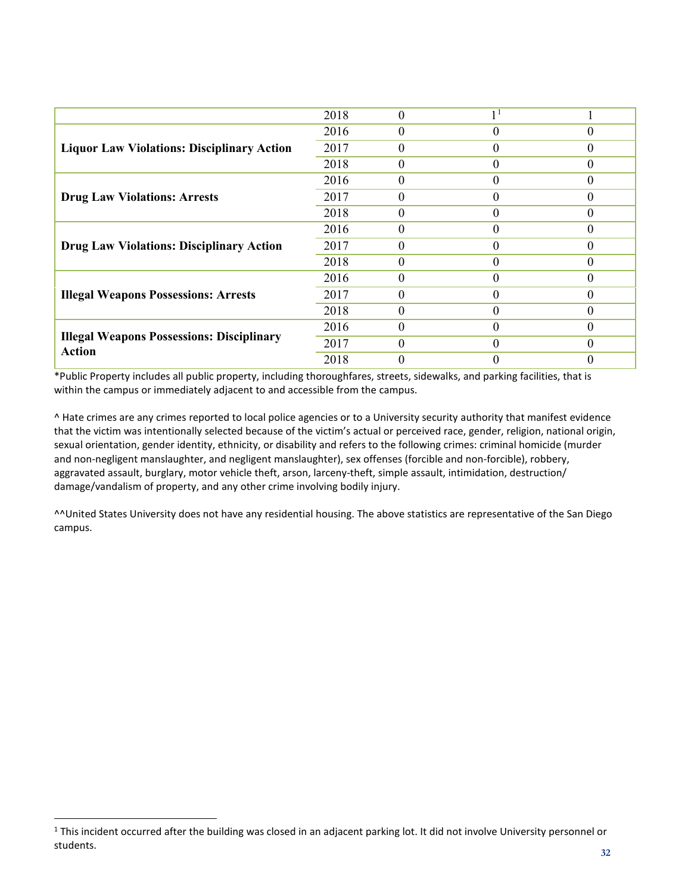| | | | | |
|---|---|---|---|---|
| | 2018 | 0 | 1[1] | 1 |
| **Liquor Law Violations: Disciplinary Action** | 2016 | 0 | 0 | 0 |
| | 2017 | 0 | 0 | 0 |
| | 2018 | 0 | 0 | 0 |
| **Drug Law Violations: Arrests** | 2016 | 0 | 0 | 0 |
| | 2017 | 0 | 0 | 0 |
| | 2018 | 0 | 0 | 0 |
| **Drug Law Violations: Disciplinary Action** | 2016 | 0 | 0 | 0 |
| | 2017 | 0 | 0 | 0 |
| | 2018 | 0 | 0 | 0 |
| **Illegal Weapons Possessions: Arrests** | 2016 | 0 | 0 | 0 |
| | 2017 | 0 | 0 | 0 |
| | 2018 | 0 | 0 | 0 |
| **Illegal Weapons Possessions: Disciplinary Action** | 2016 | 0 | 0 | 0 |
| | 2017 | 0 | 0 | 0 |
| | 2018 | 0 | 0 | 0 |

*Public Property includes all public property, including thoroughfares, streets, sidewalks, and parking facilities, that is within the campus or immediately adjacent to and accessible from the campus.

^ Hate crimes are any crimes reported to local police agencies or to a University security authority that manifest evidence that the victim was intentionally selected because of the victim's actual or perceived race, gender, religion, national origin, sexual orientation, gender identity, ethnicity, or disability and refers to the following crimes: criminal homicide (murder and non-negligent manslaughter, and negligent manslaughter), sex offenses (forcible and non-forcible), robbery, aggravated assault, burglary, motor vehicle theft, arson, larceny-theft, simple assault, intimidation, destruction/damage/vandalism of property, and any other crime involving bodily injury.

^^United States University does not have any residential housing. The above statistics are representative of the San Diego campus.

[1] This incident occurred after the building was closed in an adjacent parking lot. It did not involve University personnel or students.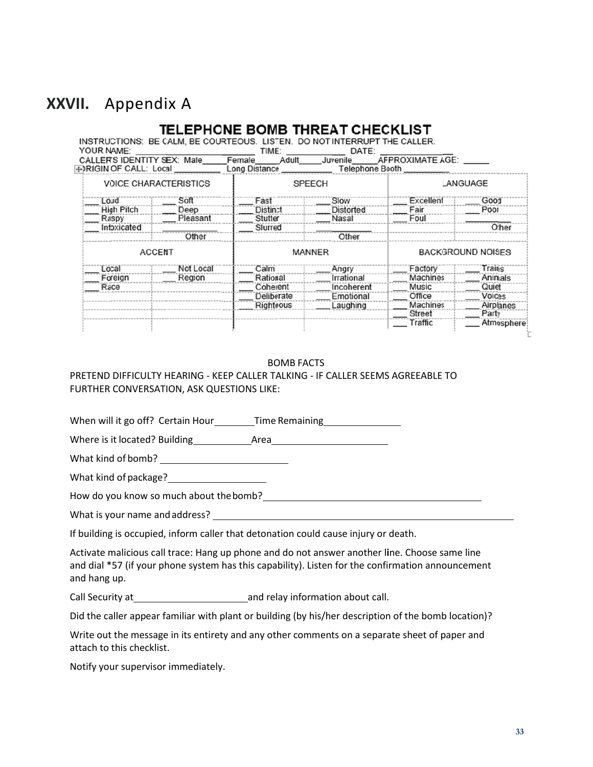# XXVII. Appendix A

## TELEPHONE BOMB THREAT CHECKLIST

INSTRUCTIONS: BE CALM, BE COURTEOUS. LISTEN. DO NOT INTERRUPT THE CALLER.

YOUR NAME: ______________________ TIME: ____________ DATE: ____________

CALLER'S IDENTITY SEX: Male_____ Female_____ Adult_____ Juvenile_____ APPROXIMATE AGE: _____

ORIGIN OF CALL: Local __________ Long Distance __________ Telephone Booth __________

| VOICE CHARACTERISTICS | | SPEECH | | LANGUAGE | |
|---|---|---|---|---|---|
| ___ Loud | ___ Soft | ___ Fast | ___ Slow | ___ Excellent | ___ Good |
| ___ High Pitch | ___ Deep | ___ Distinct | ___ Distorted | ___ Fair | ___ Poor |
| ___ Raspy | ___ Pleasant | ___ Stutter | ___ Nasal | ___ Foul | ________ |
| ___ Intoxicated | ________ | ___ Slurred | ________ | | Other |
| | Other | | Other | | |

| ACCENT | | MANNER | | BACKGROUND NOISES | |
|---|---|---|---|---|---|
| ___ Local | ___ Not Local | ___ Calm | ___ Angry | ___ Factory | ___ Trains |
| ___ Foreign | ___ Region | ___ Rational | ___ Irrational | ___ Machines | ___ Animals |
| ___ Race | | ___ Coherent | ___ Incoherent | ___ Music | ___ Quiet |
| | | ___ Deliberate | ___ Emotional | ___ Office | ___ Voices |
| | | ___ Righteous | ___ Laughing | ___ Machines | ___ Airplanes |
| | | | | ___ Street | ___ Party |
| | | | | ___ Traffic | ___ Atmosphere |

BOMB FACTS

PRETEND DIFFICULTY HEARING - KEEP CALLER TALKING - IF CALLER SEEMS AGREEABLE TO FURTHER CONVERSATION, ASK QUESTIONS LIKE:

When will it go off? Certain Hour________ Time Remaining______________

Where is it located? Building___________ Area______________________

What kind of bomb? ________________________

What kind of package?___________________

How do you know so much about the bomb?_________________________________________

What is your name and address? ____________________________________________________________

If building is occupied, inform caller that detonation could cause injury or death.

Activate malicious call trace: Hang up phone and do not answer another line. Choose same line and dial *57 (if your phone system has this capability). Listen for the confirmation announcement and hang up.

Call Security at______________________and relay information about call.

Did the caller appear familiar with plant or building (by his/her description of the bomb location)?

Write out the message in its entirety and any other comments on a separate sheet of paper and attach to this checklist.

Notify your supervisor immediately.